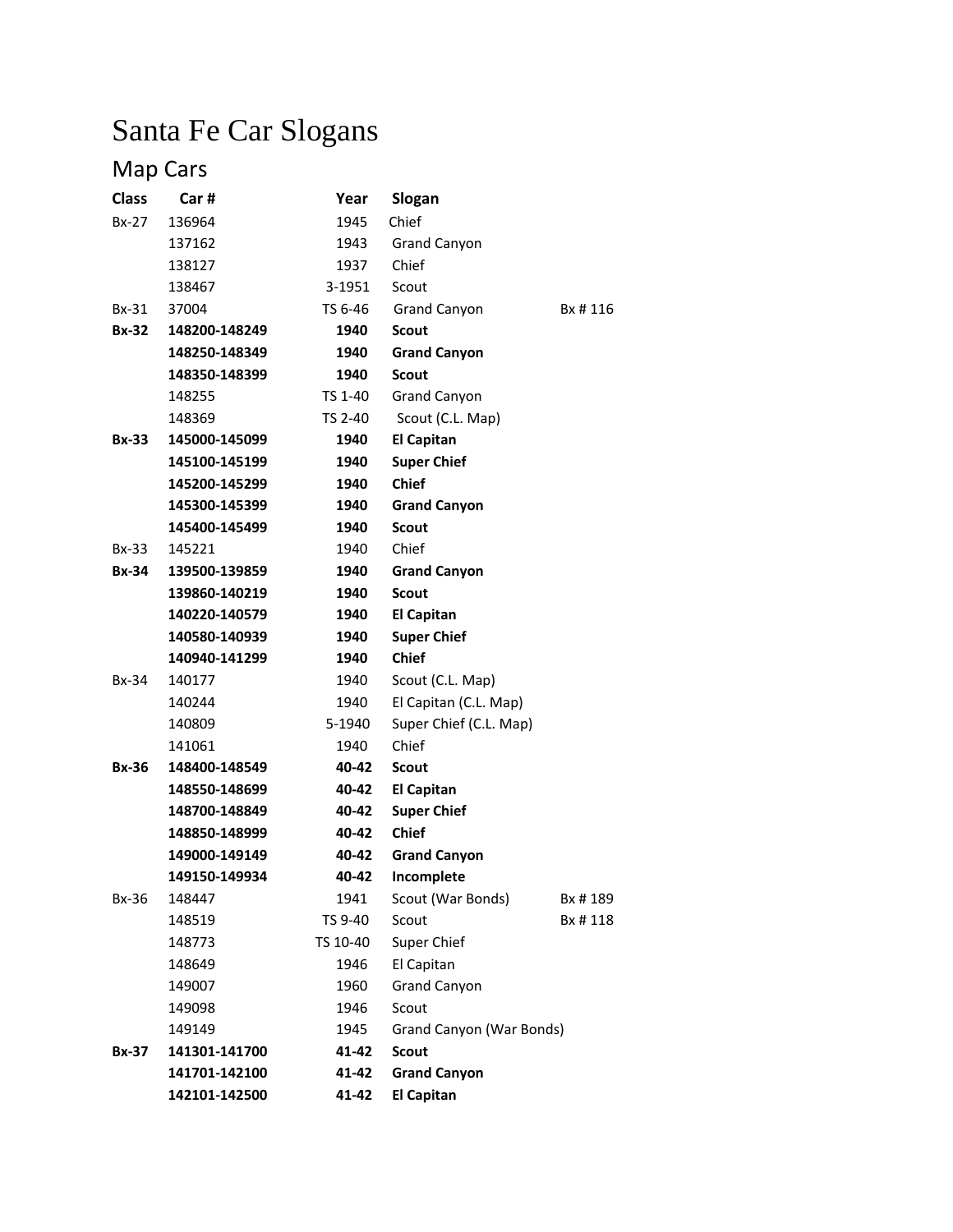# Santa Fe Car Slogans

## Map Cars

| Class | Car # | Year | Slogan | |
|---|---|---|---|---|
| Bx-27 | 136964 | 1945 | Chief | |
| | 137162 | 1943 | Grand Canyon | |
| | 138127 | 1937 | Chief | |
| | 138467 | 3-1951 | Scout | |
| Bx-31 | 37004 | TS 6-46 | Grand Canyon | Bx # 116 |
| **Bx-32** | **148200-148249** | **1940** | **Scout** | |
| | **148250-148349** | **1940** | **Grand Canyon** | |
| | **148350-148399** | **1940** | **Scout** | |
| | 148255 | TS 1-40 | Grand Canyon | |
| | 148369 | TS 2-40 | Scout (C.L. Map) | |
| **Bx-33** | **145000-145099** | **1940** | **El Capitan** | |
| | **145100-145199** | **1940** | **Super Chief** | |
| | **145200-145299** | **1940** | **Chief** | |
| | **145300-145399** | **1940** | **Grand Canyon** | |
| | **145400-145499** | **1940** | **Scout** | |
| Bx-33 | 145221 | 1940 | Chief | |
| **Bx-34** | **139500-139859** | **1940** | **Grand Canyon** | |
| | **139860-140219** | **1940** | **Scout** | |
| | **140220-140579** | **1940** | **El Capitan** | |
| | **140580-140939** | **1940** | **Super Chief** | |
| | **140940-141299** | **1940** | **Chief** | |
| Bx-34 | 140177 | 1940 | Scout (C.L. Map) | |
| | 140244 | 1940 | El Capitan (C.L. Map) | |
| | 140809 | 5-1940 | Super Chief (C.L. Map) | |
| | 141061 | 1940 | Chief | |
| **Bx-36** | **148400-148549** | **40-42** | **Scout** | |
| | **148550-148699** | **40-42** | **El Capitan** | |
| | **148700-148849** | **40-42** | **Super Chief** | |
| | **148850-148999** | **40-42** | **Chief** | |
| | **149000-149149** | **40-42** | **Grand Canyon** | |
| | **149150-149934** | **40-42** | **Incomplete** | |
| Bx-36 | 148447 | 1941 | Scout (War Bonds) | Bx # 189 |
| | 148519 | TS 9-40 | Scout | Bx # 118 |
| | 148773 | TS 10-40 | Super Chief | |
| | 148649 | 1946 | El Capitan | |
| | 149007 | 1960 | Grand Canyon | |
| | 149098 | 1946 | Scout | |
| | 149149 | 1945 | Grand Canyon (War Bonds) | |
| **Bx-37** | **141301-141700** | **41-42** | **Scout** | |
| | **141701-142100** | **41-42** | **Grand Canyon** | |
| | **142101-142500** | **41-42** | **El Capitan** | |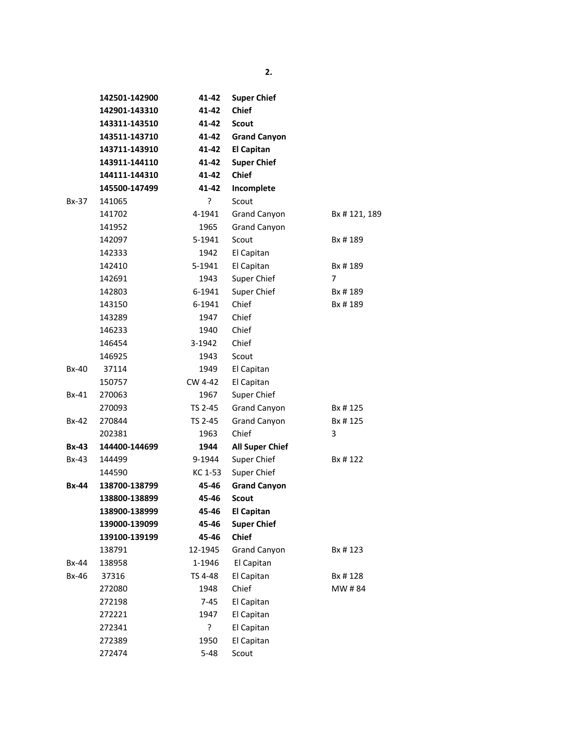| | | | | |
|---|---|---|---|---|
| | **142501-142900** | **41-42** | **Super Chief** | |
| | **142901-143310** | **41-42** | **Chief** | |
| | **143311-143510** | **41-42** | **Scout** | |
| | **143511-143710** | **41-42** | **Grand Canyon** | |
| | **143711-143910** | **41-42** | **El Capitan** | |
| | **143911-144110** | **41-42** | **Super Chief** | |
| | **144111-144310** | **41-42** | **Chief** | |
| | **145500-147499** | **41-42** | **Incomplete** | |
| Bx-37 | 141065 | ? | Scout | |
| | 141702 | 4-1941 | Grand Canyon | Bx # 121, 189 |
| | 141952 | 1965 | Grand Canyon | |
| | 142097 | 5-1941 | Scout | Bx # 189 |
| | 142333 | 1942 | El Capitan | |
| | 142410 | 5-1941 | El Capitan | Bx # 189 |
| | 142691 | 1943 | Super Chief | 7 |
| | 142803 | 6-1941 | Super Chief | Bx # 189 |
| | 143150 | 6-1941 | Chief | Bx # 189 |
| | 143289 | 1947 | Chief | |
| | 146233 | 1940 | Chief | |
| | 146454 | 3-1942 | Chief | |
| | 146925 | 1943 | Scout | |
| Bx-40 | 37114 | 1949 | El Capitan | |
| | 150757 | CW 4-42 | El Capitan | |
| Bx-41 | 270063 | 1967 | Super Chief | |
| | 270093 | TS 2-45 | Grand Canyon | Bx # 125 |
| Bx-42 | 270844 | TS 2-45 | Grand Canyon | Bx # 125 |
| | 202381 | 1963 | Chief | 3 |
| **Bx-43** | **144400-144699** | **1944** | **All Super Chief** | |
| Bx-43 | 144499 | 9-1944 | Super Chief | Bx # 122 |
| | 144590 | KC 1-53 | Super Chief | |
| **Bx-44** | **138700-138799** | **45-46** | **Grand Canyon** | |
| | **138800-138899** | **45-46** | **Scout** | |
| | **138900-138999** | **45-46** | **El Capitan** | |
| | **139000-139099** | **45-46** | **Super Chief** | |
| | **139100-139199** | **45-46** | **Chief** | |
| | 138791 | 12-1945 | Grand Canyon | Bx # 123 |
| Bx-44 | 138958 | 1-1946 | El Capitan | |
| Bx-46 | 37316 | TS 4-48 | El Capitan | Bx # 128 |
| | 272080 | 1948 | Chief | MW # 84 |
| | 272198 | 7-45 | El Capitan | |
| | 272221 | 1947 | El Capitan | |
| | 272341 | ? | El Capitan | |
| | 272389 | 1950 | El Capitan | |
| | 272474 | 5-48 | Scout | |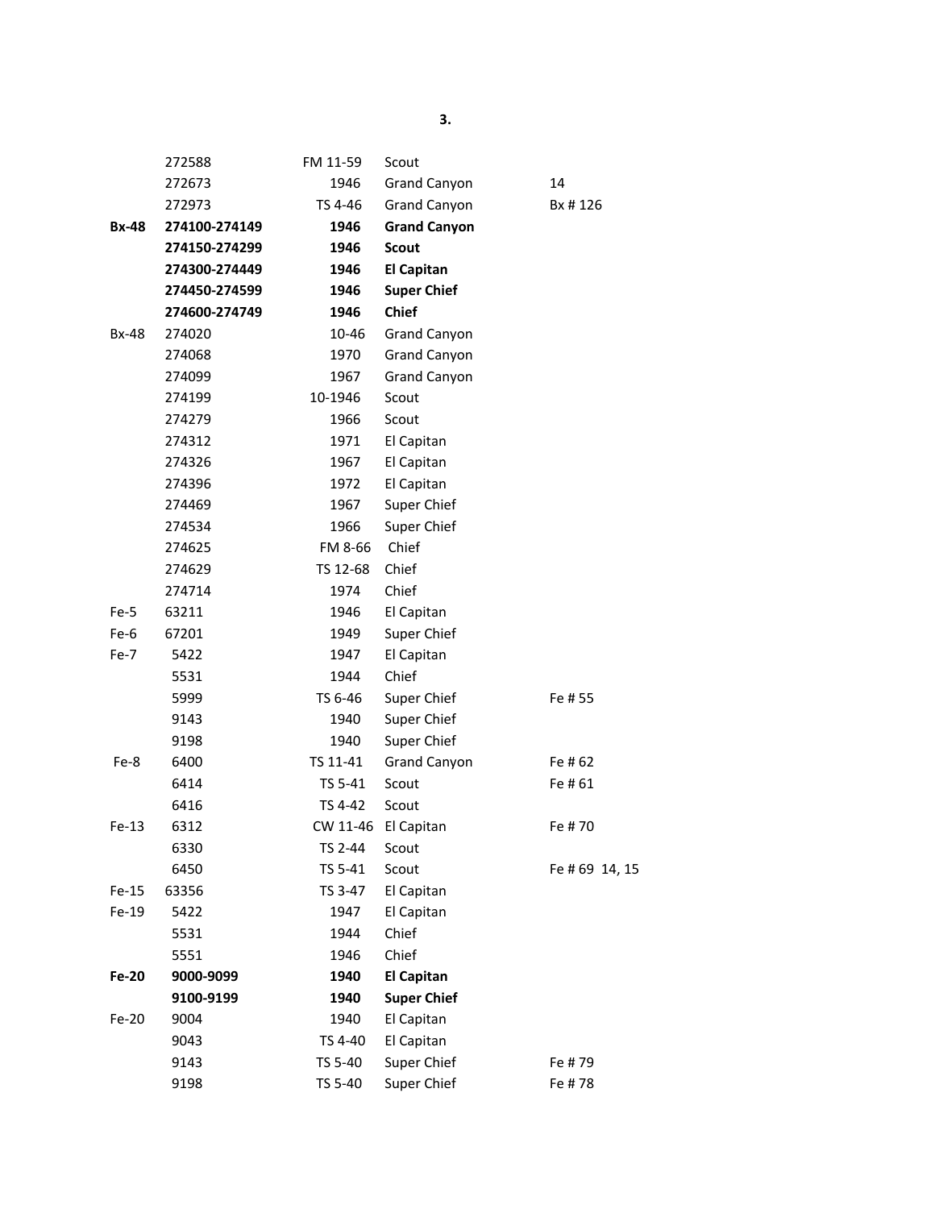| | | | | |
|---|---|---|---|---|
| | 272588 | FM 11-59 | Scout | |
| | 272673 | 1946 | Grand Canyon | 14 |
| | 272973 | TS 4-46 | Grand Canyon | Bx # 126 |
| **Bx-48** | **274100-274149** | **1946** | **Grand Canyon** | |
| | **274150-274299** | **1946** | **Scout** | |
| | **274300-274449** | **1946** | **El Capitan** | |
| | **274450-274599** | **1946** | **Super Chief** | |
| | **274600-274749** | **1946** | **Chief** | |
| Bx-48 | 274020 | 10-46 | Grand Canyon | |
| | 274068 | 1970 | Grand Canyon | |
| | 274099 | 1967 | Grand Canyon | |
| | 274199 | 10-1946 | Scout | |
| | 274279 | 1966 | Scout | |
| | 274312 | 1971 | El Capitan | |
| | 274326 | 1967 | El Capitan | |
| | 274396 | 1972 | El Capitan | |
| | 274469 | 1967 | Super Chief | |
| | 274534 | 1966 | Super Chief | |
| | 274625 | FM 8-66 | Chief | |
| | 274629 | TS 12-68 | Chief | |
| | 274714 | 1974 | Chief | |
| Fe-5 | 63211 | 1946 | El Capitan | |
| Fe-6 | 67201 | 1949 | Super Chief | |
| Fe-7 | 5422 | 1947 | El Capitan | |
| | 5531 | 1944 | Chief | |
| | 5999 | TS 6-46 | Super Chief | Fe # 55 |
| | 9143 | 1940 | Super Chief | |
| | 9198 | 1940 | Super Chief | |
| Fe-8 | 6400 | TS 11-41 | Grand Canyon | Fe # 62 |
| | 6414 | TS 5-41 | Scout | Fe # 61 |
| | 6416 | TS 4-42 | Scout | |
| Fe-13 | 6312 | CW 11-46 | El Capitan | Fe # 70 |
| | 6330 | TS 2-44 | Scout | |
| | 6450 | TS 5-41 | Scout | Fe # 69 14, 15 |
| Fe-15 | 63356 | TS 3-47 | El Capitan | |
| Fe-19 | 5422 | 1947 | El Capitan | |
| | 5531 | 1944 | Chief | |
| | 5551 | 1946 | Chief | |
| **Fe-20** | **9000-9099** | **1940** | **El Capitan** | |
| | **9100-9199** | **1940** | **Super Chief** | |
| Fe-20 | 9004 | 1940 | El Capitan | |
| | 9043 | TS 4-40 | El Capitan | |
| | 9143 | TS 5-40 | Super Chief | Fe # 79 |
| | 9198 | TS 5-40 | Super Chief | Fe # 78 |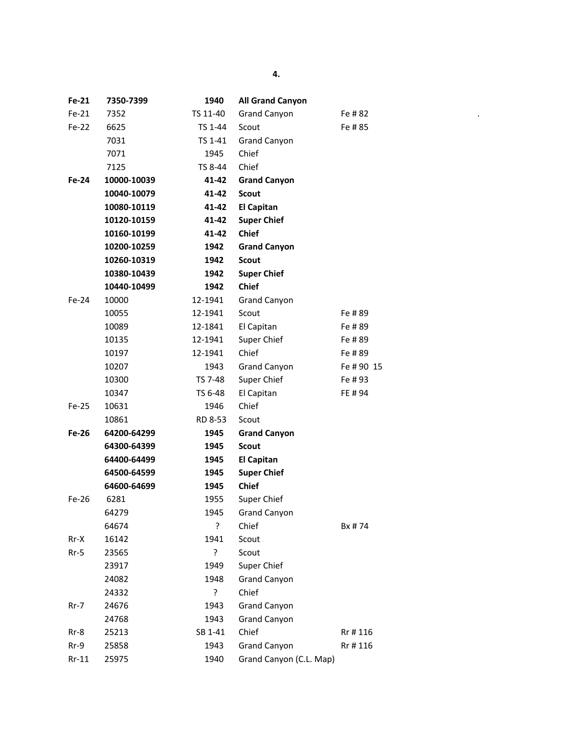| | | | | |
|---|---|---|---|---|
| **Fe-21** | **7350-7399** | **1940** | **All Grand Canyon** | |
| Fe-21 | 7352 | TS 11-40 | Grand Canyon | Fe # 82 |
| Fe-22 | 6625 | TS 1-44 | Scout | Fe # 85 |
| | 7031 | TS 1-41 | Grand Canyon | |
| | 7071 | 1945 | Chief | |
| | 7125 | TS 8-44 | Chief | |
| **Fe-24** | **10000-10039** | **41-42** | **Grand Canyon** | |
| | **10040-10079** | **41-42** | **Scout** | |
| | **10080-10119** | **41-42** | **El Capitan** | |
| | **10120-10159** | **41-42** | **Super Chief** | |
| | **10160-10199** | **41-42** | **Chief** | |
| | **10200-10259** | **1942** | **Grand Canyon** | |
| | **10260-10319** | **1942** | **Scout** | |
| | **10380-10439** | **1942** | **Super Chief** | |
| | **10440-10499** | **1942** | **Chief** | |
| Fe-24 | 10000 | 12-1941 | Grand Canyon | |
| | 10055 | 12-1941 | Scout | Fe # 89 |
| | 10089 | 12-1841 | El Capitan | Fe # 89 |
| | 10135 | 12-1941 | Super Chief | Fe # 89 |
| | 10197 | 12-1941 | Chief | Fe # 89 |
| | 10207 | 1943 | Grand Canyon | Fe # 90 15 |
| | 10300 | TS 7-48 | Super Chief | Fe # 93 |
| | 10347 | TS 6-48 | El Capitan | FE # 94 |
| Fe-25 | 10631 | 1946 | Chief | |
| | 10861 | RD 8-53 | Scout | |
| **Fe-26** | **64200-64299** | **1945** | **Grand Canyon** | |
| | **64300-64399** | **1945** | **Scout** | |
| | **64400-64499** | **1945** | **El Capitan** | |
| | **64500-64599** | **1945** | **Super Chief** | |
| | **64600-64699** | **1945** | **Chief** | |
| Fe-26 | 6281 | 1955 | Super Chief | |
| | 64279 | 1945 | Grand Canyon | |
| | 64674 | ? | Chief | Bx # 74 |
| Rr-X | 16142 | 1941 | Scout | |
| Rr-5 | 23565 | ? | Scout | |
| | 23917 | 1949 | Super Chief | |
| | 24082 | 1948 | Grand Canyon | |
| | 24332 | ? | Chief | |
| Rr-7 | 24676 | 1943 | Grand Canyon | |
| | 24768 | 1943 | Grand Canyon | |
| Rr-8 | 25213 | SB 1-41 | Chief | Rr # 116 |
| Rr-9 | 25858 | 1943 | Grand Canyon | Rr # 116 |
| Rr-11 | 25975 | 1940 | Grand Canyon (C.L. Map) | |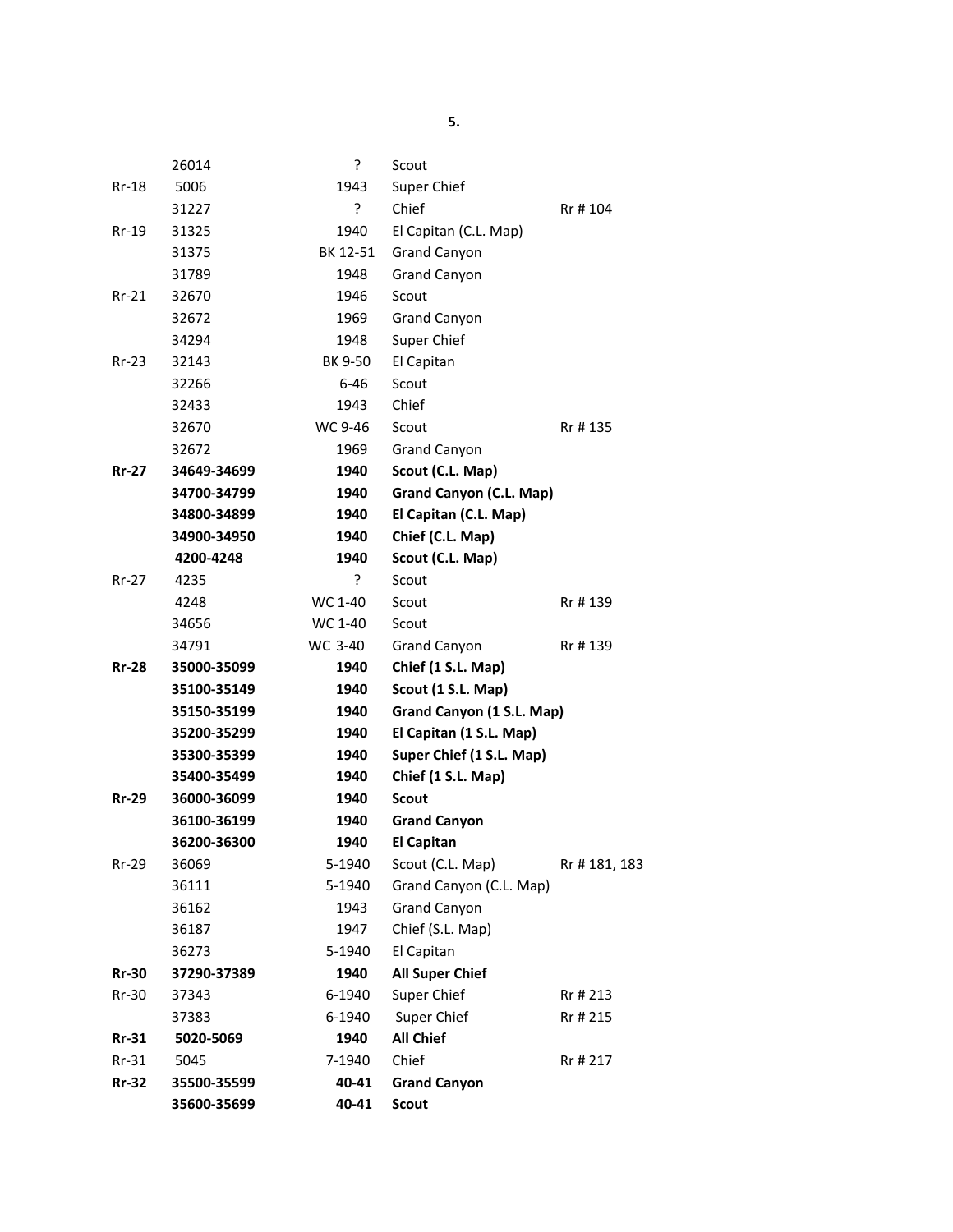| | | | | |
|---|---|---|---|---|
| | 26014 | ? | Scout | |
| Rr-18 | 5006 | 1943 | Super Chief | |
| | 31227 | ? | Chief | Rr # 104 |
| Rr-19 | 31325 | 1940 | El Capitan (C.L. Map) | |
| | 31375 | BK 12-51 | Grand Canyon | |
| | 31789 | 1948 | Grand Canyon | |
| Rr-21 | 32670 | 1946 | Scout | |
| | 32672 | 1969 | Grand Canyon | |
| | 34294 | 1948 | Super Chief | |
| Rr-23 | 32143 | BK 9-50 | El Capitan | |
| | 32266 | 6-46 | Scout | |
| | 32433 | 1943 | Chief | |
| | 32670 | WC 9-46 | Scout | Rr # 135 |
| | 32672 | 1969 | Grand Canyon | |
| **Rr-27** | **34649-34699** | **1940** | **Scout (C.L. Map)** | |
| | **34700-34799** | **1940** | **Grand Canyon (C.L. Map)** | |
| | **34800-34899** | **1940** | **El Capitan (C.L. Map)** | |
| | **34900-34950** | **1940** | **Chief (C.L. Map)** | |
| | **4200-4248** | **1940** | **Scout (C.L. Map)** | |
| Rr-27 | 4235 | ? | Scout | |
| | 4248 | WC 1-40 | Scout | Rr # 139 |
| | 34656 | WC 1-40 | Scout | |
| | 34791 | WC 3-40 | Grand Canyon | Rr # 139 |
| **Rr-28** | **35000-35099** | **1940** | **Chief (1 S.L. Map)** | |
| | **35100-35149** | **1940** | **Scout (1 S.L. Map)** | |
| | **35150-35199** | **1940** | **Grand Canyon (1 S.L. Map)** | |
| | **35200-35299** | **1940** | **El Capitan (1 S.L. Map)** | |
| | **35300-35399** | **1940** | **Super Chief (1 S.L. Map)** | |
| | **35400-35499** | **1940** | **Chief (1 S.L. Map)** | |
| **Rr-29** | **36000-36099** | **1940** | **Scout** | |
| | **36100-36199** | **1940** | **Grand Canyon** | |
| | **36200-36300** | **1940** | **El Capitan** | |
| Rr-29 | 36069 | 5-1940 | Scout (C.L. Map) | Rr # 181, 183 |
| | 36111 | 5-1940 | Grand Canyon (C.L. Map) | |
| | 36162 | 1943 | Grand Canyon | |
| | 36187 | 1947 | Chief (S.L. Map) | |
| | 36273 | 5-1940 | El Capitan | |
| **Rr-30** | **37290-37389** | **1940** | **All Super Chief** | |
| Rr-30 | 37343 | 6-1940 | Super Chief | Rr # 213 |
| | 37383 | 6-1940 | Super Chief | Rr # 215 |
| **Rr-31** | **5020-5069** | **1940** | **All Chief** | |
| Rr-31 | 5045 | 7-1940 | Chief | Rr # 217 |
| **Rr-32** | **35500-35599** | **40-41** | **Grand Canyon** | |
| | **35600-35699** | **40-41** | **Scout** | |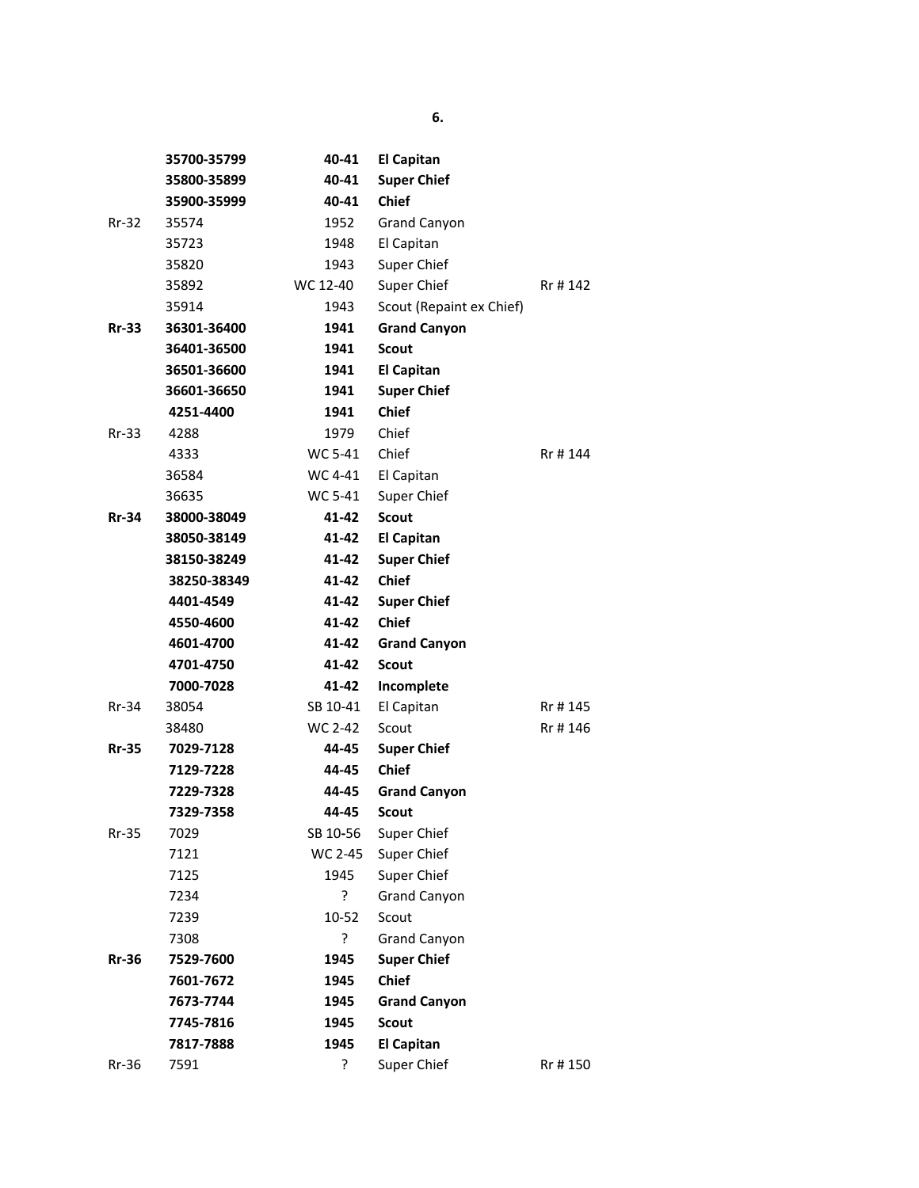| | | | | |
|---|---|---|---|---|
| | **35700-35799** | **40-41** | **El Capitan** | |
| | **35800-35899** | **40-41** | **Super Chief** | |
| | **35900-35999** | **40-41** | **Chief** | |
| Rr-32 | 35574 | 1952 | Grand Canyon | |
| | 35723 | 1948 | El Capitan | |
| | 35820 | 1943 | Super Chief | |
| | 35892 | WC 12-40 | Super Chief | Rr # 142 |
| | 35914 | 1943 | Scout (Repaint ex Chief) | |
| **Rr-33** | **36301-36400** | **1941** | **Grand Canyon** | |
| | **36401-36500** | **1941** | **Scout** | |
| | **36501-36600** | **1941** | **El Capitan** | |
| | **36601-36650** | **1941** | **Super Chief** | |
| | **4251-4400** | **1941** | **Chief** | |
| Rr-33 | 4288 | 1979 | Chief | |
| | 4333 | WC 5-41 | Chief | Rr # 144 |
| | 36584 | WC 4-41 | El Capitan | |
| | 36635 | WC 5-41 | Super Chief | |
| **Rr-34** | **38000-38049** | **41-42** | **Scout** | |
| | **38050-38149** | **41-42** | **El Capitan** | |
| | **38150-38249** | **41-42** | **Super Chief** | |
| | **38250-38349** | **41-42** | **Chief** | |
| | **4401-4549** | **41-42** | **Super Chief** | |
| | **4550-4600** | **41-42** | **Chief** | |
| | **4601-4700** | **41-42** | **Grand Canyon** | |
| | **4701-4750** | **41-42** | **Scout** | |
| | **7000-7028** | **41-42** | **Incomplete** | |
| Rr-34 | 38054 | SB 10-41 | El Capitan | Rr # 145 |
| | 38480 | WC 2-42 | Scout | Rr # 146 |
| **Rr-35** | **7029-7128** | **44-45** | **Super Chief** | |
| | **7129-7228** | **44-45** | **Chief** | |
| | **7229-7328** | **44-45** | **Grand Canyon** | |
| | **7329-7358** | **44-45** | **Scout** | |
| Rr-35 | 7029 | SB 10-56 | Super Chief | |
| | 7121 | WC 2-45 | Super Chief | |
| | 7125 | 1945 | Super Chief | |
| | 7234 | ? | Grand Canyon | |
| | 7239 | 10-52 | Scout | |
| | 7308 | ? | Grand Canyon | |
| **Rr-36** | **7529-7600** | **1945** | **Super Chief** | |
| | **7601-7672** | **1945** | **Chief** | |
| | **7673-7744** | **1945** | **Grand Canyon** | |
| | **7745-7816** | **1945** | **Scout** | |
| | **7817-7888** | **1945** | **El Capitan** | |
| Rr-36 | 7591 | ? | Super Chief | Rr # 150 |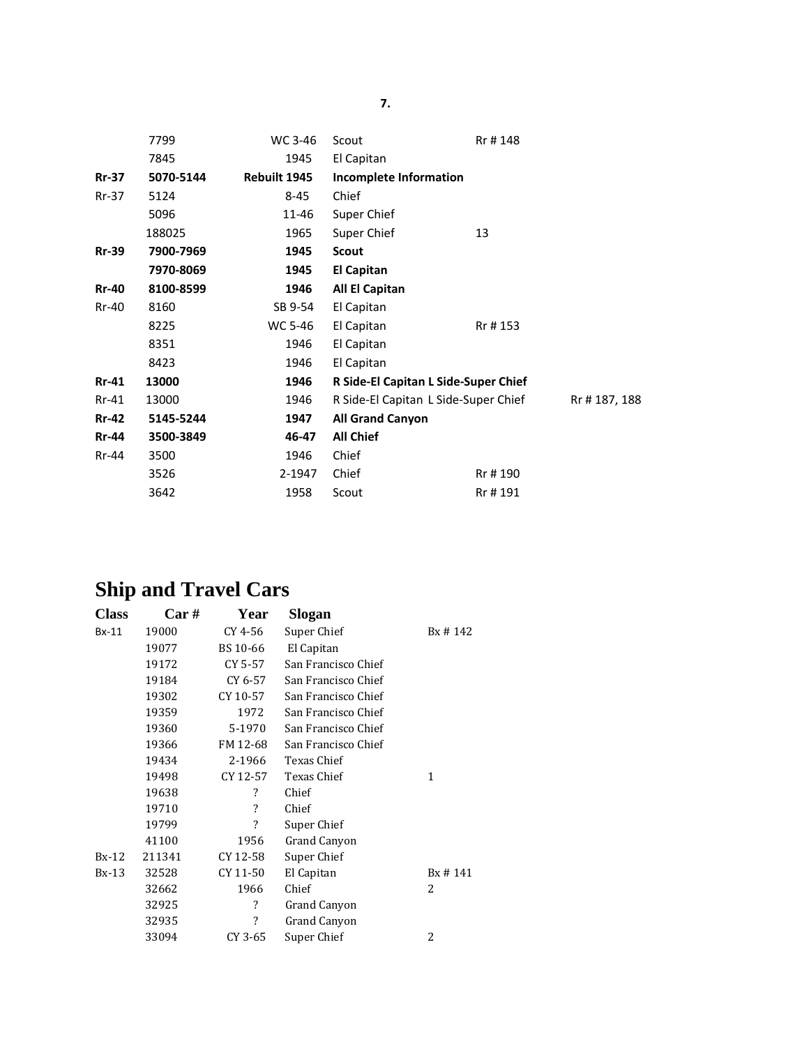| | | | | | |
|---|---|---|---|---|---|
| | 7799 | WC 3-46 | Scout | Rr # 148 | |
| | 7845 | 1945 | El Capitan | | |
| **Rr-37** | **5070-5144** | **Rebuilt 1945** | **Incomplete Information** | | |
| Rr-37 | 5124 | 8-45 | Chief | | |
| | 5096 | 11-46 | Super Chief | | |
| | 188025 | 1965 | Super Chief | 13 | |
| **Rr-39** | **7900-7969** | **1945** | **Scout** | | |
| | **7970-8069** | **1945** | **El Capitan** | | |
| **Rr-40** | **8100-8599** | **1946** | **All El Capitan** | | |
| Rr-40 | 8160 | SB 9-54 | El Capitan | | |
| | 8225 | WC 5-46 | El Capitan | Rr # 153 | |
| | 8351 | 1946 | El Capitan | | |
| | 8423 | 1946 | El Capitan | | |
| **Rr-41** | **13000** | **1946** | **R Side-El Capitan L Side-Super Chief** | | |
| Rr-41 | 13000 | 1946 | R Side-El Capitan L Side-Super Chief | | Rr # 187, 188 |
| **Rr-42** | **5145-5244** | **1947** | **All Grand Canyon** | | |
| **Rr-44** | **3500-3849** | **46-47** | **All Chief** | | |
| Rr-44 | 3500 | 1946 | Chief | | |
| | 3526 | 2-1947 | Chief | Rr # 190 | |
| | 3642 | 1958 | Scout | Rr # 191 | |

# Ship and Travel Cars

| Class | Car # | Year | Slogan | |
|---|---|---|---|---|
| Bx-11 | 19000 | CY 4-56 | Super Chief | Bx # 142 |
| | 19077 | BS 10-66 | El Capitan | |
| | 19172 | CY 5-57 | San Francisco Chief | |
| | 19184 | CY 6-57 | San Francisco Chief | |
| | 19302 | CY 10-57 | San Francisco Chief | |
| | 19359 | 1972 | San Francisco Chief | |
| | 19360 | 5-1970 | San Francisco Chief | |
| | 19366 | FM 12-68 | San Francisco Chief | |
| | 19434 | 2-1966 | Texas Chief | |
| | 19498 | CY 12-57 | Texas Chief | 1 |
| | 19638 | ? | Chief | |
| | 19710 | ? | Chief | |
| | 19799 | ? | Super Chief | |
| | 41100 | 1956 | Grand Canyon | |
| Bx-12 | 211341 | CY 12-58 | Super Chief | |
| Bx-13 | 32528 | CY 11-50 | El Capitan | Bx # 141 |
| | 32662 | 1966 | Chief | 2 |
| | 32925 | ? | Grand Canyon | |
| | 32935 | ? | Grand Canyon | |
| | 33094 | CY 3-65 | Super Chief | 2 |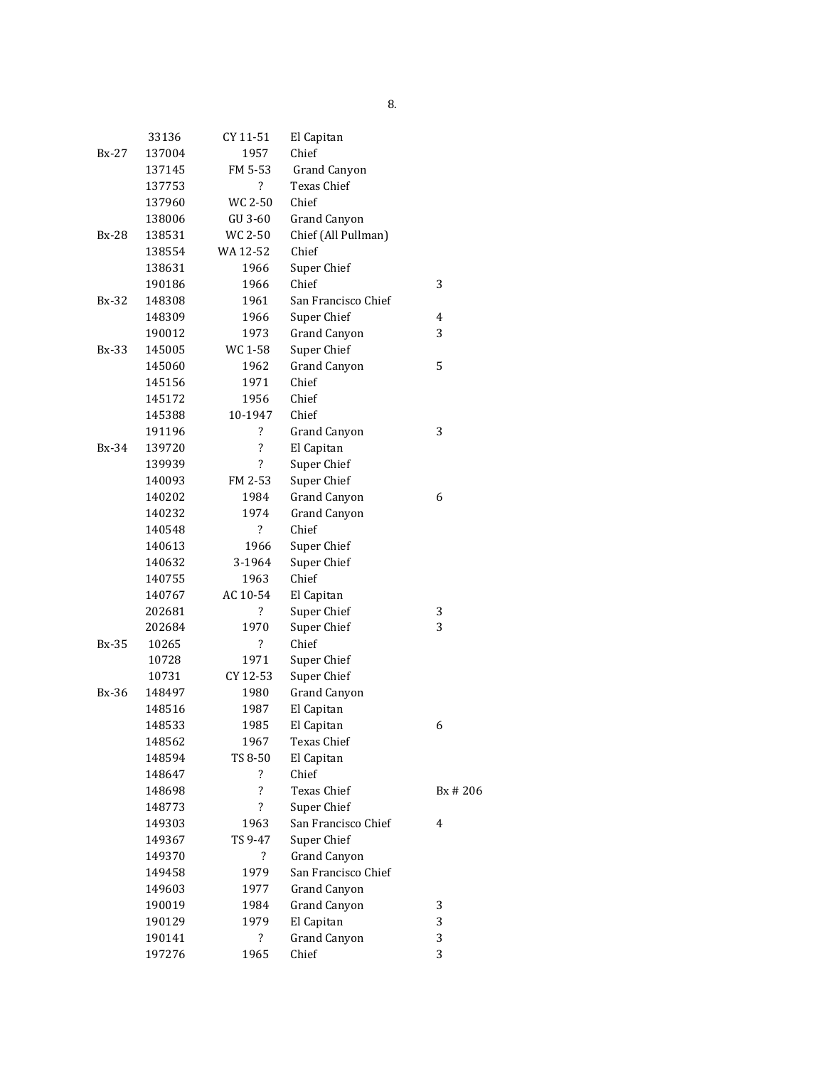| | | | | |
|---|---|---|---|---|
| | 33136 | CY 11-51 | El Capitan | |
| Bx-27 | 137004 | 1957 | Chief | |
| | 137145 | FM 5-53 | Grand Canyon | |
| | 137753 | ? | Texas Chief | |
| | 137960 | WC 2-50 | Chief | |
| | 138006 | GU 3-60 | Grand Canyon | |
| Bx-28 | 138531 | WC 2-50 | Chief (All Pullman) | |
| | 138554 | WA 12-52 | Chief | |
| | 138631 | 1966 | Super Chief | |
| | 190186 | 1966 | Chief | 3 |
| Bx-32 | 148308 | 1961 | San Francisco Chief | |
| | 148309 | 1966 | Super Chief | 4 |
| | 190012 | 1973 | Grand Canyon | 3 |
| Bx-33 | 145005 | WC 1-58 | Super Chief | |
| | 145060 | 1962 | Grand Canyon | 5 |
| | 145156 | 1971 | Chief | |
| | 145172 | 1956 | Chief | |
| | 145388 | 10-1947 | Chief | |
| | 191196 | ? | Grand Canyon | 3 |
| Bx-34 | 139720 | ? | El Capitan | |
| | 139939 | ? | Super Chief | |
| | 140093 | FM 2-53 | Super Chief | |
| | 140202 | 1984 | Grand Canyon | 6 |
| | 140232 | 1974 | Grand Canyon | |
| | 140548 | ? | Chief | |
| | 140613 | 1966 | Super Chief | |
| | 140632 | 3-1964 | Super Chief | |
| | 140755 | 1963 | Chief | |
| | 140767 | AC 10-54 | El Capitan | |
| | 202681 | ? | Super Chief | 3 |
| | 202684 | 1970 | Super Chief | 3 |
| Bx-35 | 10265 | ? | Chief | |
| | 10728 | 1971 | Super Chief | |
| | 10731 | CY 12-53 | Super Chief | |
| Bx-36 | 148497 | 1980 | Grand Canyon | |
| | 148516 | 1987 | El Capitan | |
| | 148533 | 1985 | El Capitan | 6 |
| | 148562 | 1967 | Texas Chief | |
| | 148594 | TS 8-50 | El Capitan | |
| | 148647 | ? | Chief | |
| | 148698 | ? | Texas Chief | Bx # 206 |
| | 148773 | ? | Super Chief | |
| | 149303 | 1963 | San Francisco Chief | 4 |
| | 149367 | TS 9-47 | Super Chief | |
| | 149370 | ? | Grand Canyon | |
| | 149458 | 1979 | San Francisco Chief | |
| | 149603 | 1977 | Grand Canyon | |
| | 190019 | 1984 | Grand Canyon | 3 |
| | 190129 | 1979 | El Capitan | 3 |
| | 190141 | ? | Grand Canyon | 3 |
| | 197276 | 1965 | Chief | 3 |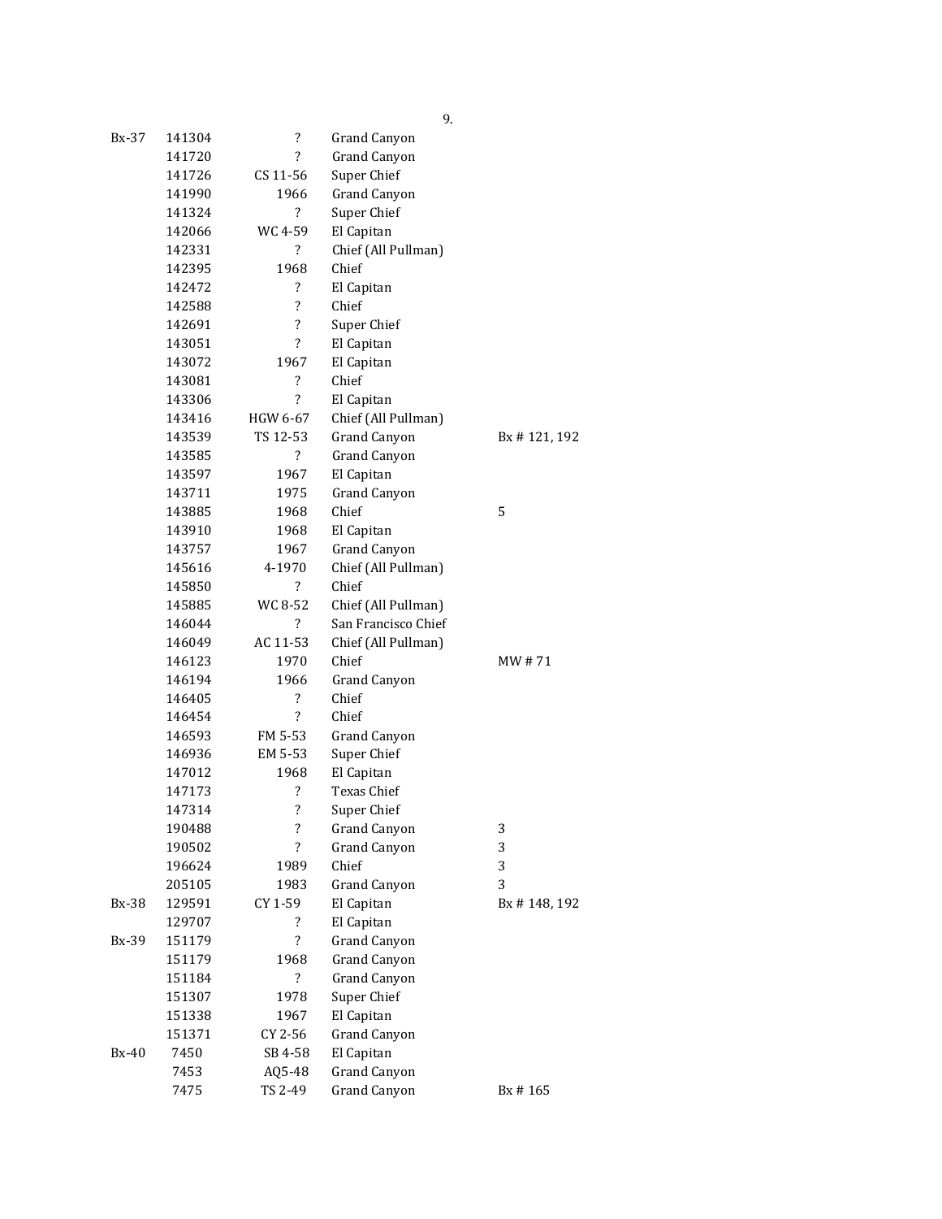| | | | | |
|---|---|---|---|---|
| Bx-37 | 141304 | ? | Grand Canyon | |
| | 141720 | ? | Grand Canyon | |
| | 141726 | CS 11-56 | Super Chief | |
| | 141990 | 1966 | Grand Canyon | |
| | 141324 | ? | Super Chief | |
| | 142066 | WC 4-59 | El Capitan | |
| | 142331 | ? | Chief (All Pullman) | |
| | 142395 | 1968 | Chief | |
| | 142472 | ? | El Capitan | |
| | 142588 | ? | Chief | |
| | 142691 | ? | Super Chief | |
| | 143051 | ? | El Capitan | |
| | 143072 | 1967 | El Capitan | |
| | 143081 | ? | Chief | |
| | 143306 | ? | El Capitan | |
| | 143416 | HGW 6-67 | Chief (All Pullman) | |
| | 143539 | TS 12-53 | Grand Canyon | Bx # 121, 192 |
| | 143585 | ? | Grand Canyon | |
| | 143597 | 1967 | El Capitan | |
| | 143711 | 1975 | Grand Canyon | |
| | 143885 | 1968 | Chief | 5 |
| | 143910 | 1968 | El Capitan | |
| | 143757 | 1967 | Grand Canyon | |
| | 145616 | 4-1970 | Chief (All Pullman) | |
| | 145850 | ? | Chief | |
| | 145885 | WC 8-52 | Chief (All Pullman) | |
| | 146044 | ? | San Francisco Chief | |
| | 146049 | AC 11-53 | Chief (All Pullman) | |
| | 146123 | 1970 | Chief | MW # 71 |
| | 146194 | 1966 | Grand Canyon | |
| | 146405 | ? | Chief | |
| | 146454 | ? | Chief | |
| | 146593 | FM 5-53 | Grand Canyon | |
| | 146936 | EM 5-53 | Super Chief | |
| | 147012 | 1968 | El Capitan | |
| | 147173 | ? | Texas Chief | |
| | 147314 | ? | Super Chief | |
| | 190488 | ? | Grand Canyon | 3 |
| | 190502 | ? | Grand Canyon | 3 |
| | 196624 | 1989 | Chief | 3 |
| | 205105 | 1983 | Grand Canyon | 3 |
| Bx-38 | 129591 | CY 1-59 | El Capitan | Bx # 148, 192 |
| | 129707 | ? | El Capitan | |
| Bx-39 | 151179 | ? | Grand Canyon | |
| | 151179 | 1968 | Grand Canyon | |
| | 151184 | ? | Grand Canyon | |
| | 151307 | 1978 | Super Chief | |
| | 151338 | 1967 | El Capitan | |
| | 151371 | CY 2-56 | Grand Canyon | |
| Bx-40 | 7450 | SB 4-58 | El Capitan | |
| | 7453 | AQ5-48 | Grand Canyon | |
| | 7475 | TS 2-49 | Grand Canyon | Bx # 165 |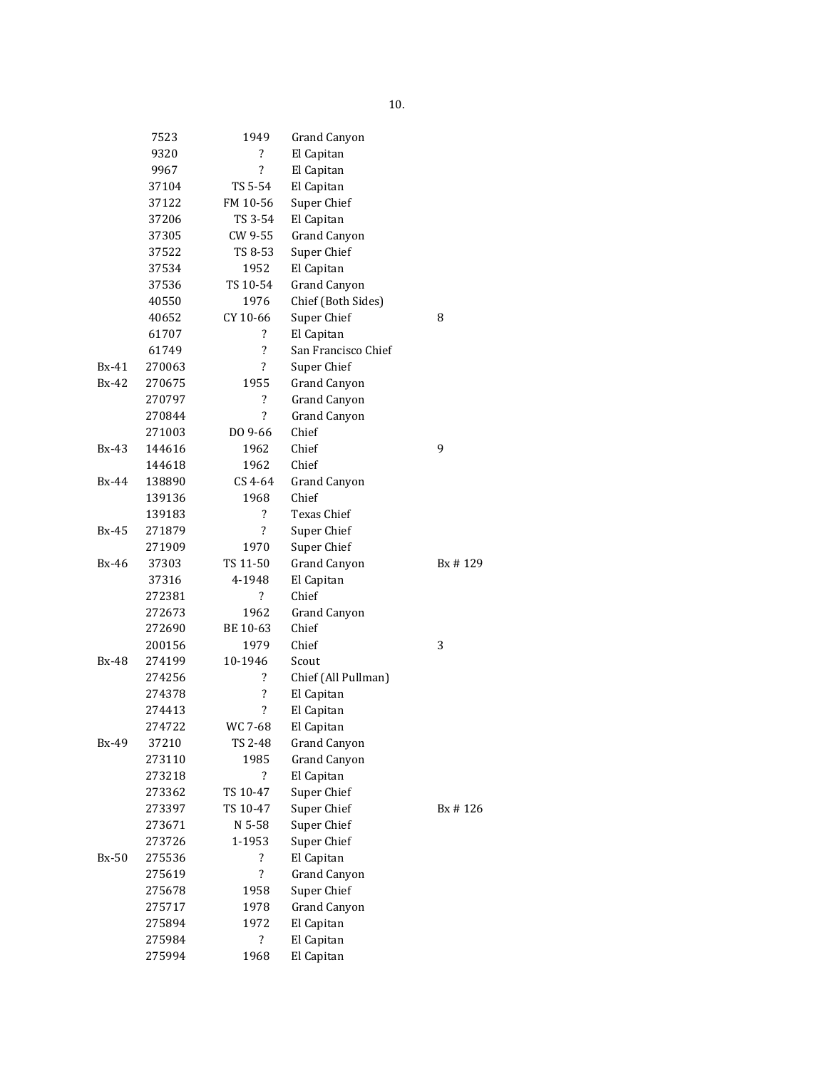| | | | | |
|---|---|---|---|---|
| | 7523 | 1949 | Grand Canyon | |
| | 9320 | ? | El Capitan | |
| | 9967 | ? | El Capitan | |
| | 37104 | TS 5-54 | El Capitan | |
| | 37122 | FM 10-56 | Super Chief | |
| | 37206 | TS 3-54 | El Capitan | |
| | 37305 | CW 9-55 | Grand Canyon | |
| | 37522 | TS 8-53 | Super Chief | |
| | 37534 | 1952 | El Capitan | |
| | 37536 | TS 10-54 | Grand Canyon | |
| | 40550 | 1976 | Chief (Both Sides) | |
| | 40652 | CY 10-66 | Super Chief | 8 |
| | 61707 | ? | El Capitan | |
| | 61749 | ? | San Francisco Chief | |
| Bx-41 | 270063 | ? | Super Chief | |
| Bx-42 | 270675 | 1955 | Grand Canyon | |
| | 270797 | ? | Grand Canyon | |
| | 270844 | ? | Grand Canyon | |
| | 271003 | DO 9-66 | Chief | |
| Bx-43 | 144616 | 1962 | Chief | 9 |
| | 144618 | 1962 | Chief | |
| Bx-44 | 138890 | CS 4-64 | Grand Canyon | |
| | 139136 | 1968 | Chief | |
| | 139183 | ? | Texas Chief | |
| Bx-45 | 271879 | ? | Super Chief | |
| | 271909 | 1970 | Super Chief | |
| Bx-46 | 37303 | TS 11-50 | Grand Canyon | Bx # 129 |
| | 37316 | 4-1948 | El Capitan | |
| | 272381 | ? | Chief | |
| | 272673 | 1962 | Grand Canyon | |
| | 272690 | BE 10-63 | Chief | |
| | 200156 | 1979 | Chief | 3 |
| Bx-48 | 274199 | 10-1946 | Scout | |
| | 274256 | ? | Chief (All Pullman) | |
| | 274378 | ? | El Capitan | |
| | 274413 | ? | El Capitan | |
| | 274722 | WC 7-68 | El Capitan | |
| Bx-49 | 37210 | TS 2-48 | Grand Canyon | |
| | 273110 | 1985 | Grand Canyon | |
| | 273218 | ? | El Capitan | |
| | 273362 | TS 10-47 | Super Chief | |
| | 273397 | TS 10-47 | Super Chief | Bx # 126 |
| | 273671 | N 5-58 | Super Chief | |
| | 273726 | 1-1953 | Super Chief | |
| Bx-50 | 275536 | ? | El Capitan | |
| | 275619 | ? | Grand Canyon | |
| | 275678 | 1958 | Super Chief | |
| | 275717 | 1978 | Grand Canyon | |
| | 275894 | 1972 | El Capitan | |
| | 275984 | ? | El Capitan | |
| | 275994 | 1968 | El Capitan | |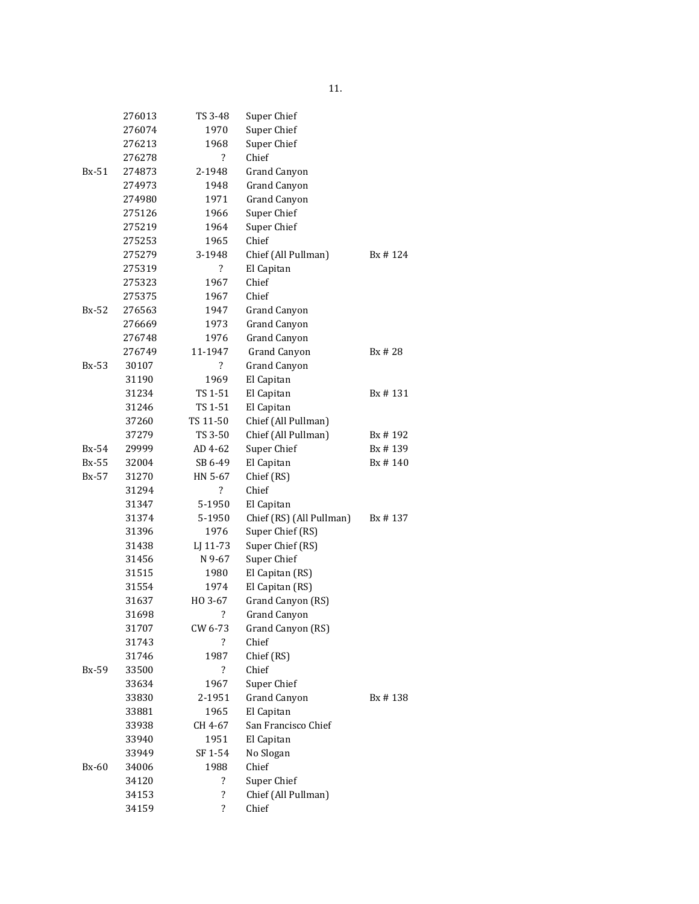| | | | | |
|---|---|---|---|---|
| | 276013 | TS 3-48 | Super Chief | |
| | 276074 | 1970 | Super Chief | |
| | 276213 | 1968 | Super Chief | |
| | 276278 | ? | Chief | |
| Bx-51 | 274873 | 2-1948 | Grand Canyon | |
| | 274973 | 1948 | Grand Canyon | |
| | 274980 | 1971 | Grand Canyon | |
| | 275126 | 1966 | Super Chief | |
| | 275219 | 1964 | Super Chief | |
| | 275253 | 1965 | Chief | |
| | 275279 | 3-1948 | Chief (All Pullman) | Bx # 124 |
| | 275319 | ? | El Capitan | |
| | 275323 | 1967 | Chief | |
| | 275375 | 1967 | Chief | |
| Bx-52 | 276563 | 1947 | Grand Canyon | |
| | 276669 | 1973 | Grand Canyon | |
| | 276748 | 1976 | Grand Canyon | |
| | 276749 | 11-1947 | Grand Canyon | Bx # 28 |
| Bx-53 | 30107 | ? | Grand Canyon | |
| | 31190 | 1969 | El Capitan | |
| | 31234 | TS 1-51 | El Capitan | Bx # 131 |
| | 31246 | TS 1-51 | El Capitan | |
| | 37260 | TS 11-50 | Chief (All Pullman) | |
| | 37279 | TS 3-50 | Chief (All Pullman) | Bx # 192 |
| Bx-54 | 29999 | AD 4-62 | Super Chief | Bx # 139 |
| Bx-55 | 32004 | SB 6-49 | El Capitan | Bx # 140 |
| Bx-57 | 31270 | HN 5-67 | Chief (RS) | |
| | 31294 | ? | Chief | |
| | 31347 | 5-1950 | El Capitan | |
| | 31374 | 5-1950 | Chief (RS) (All Pullman) | Bx # 137 |
| | 31396 | 1976 | Super Chief (RS) | |
| | 31438 | LJ 11-73 | Super Chief (RS) | |
| | 31456 | N 9-67 | Super Chief | |
| | 31515 | 1980 | El Capitan (RS) | |
| | 31554 | 1974 | El Capitan (RS) | |
| | 31637 | HO 3-67 | Grand Canyon (RS) | |
| | 31698 | ? | Grand Canyon | |
| | 31707 | CW 6-73 | Grand Canyon (RS) | |
| | 31743 | ? | Chief | |
| | 31746 | 1987 | Chief (RS) | |
| Bx-59 | 33500 | ? | Chief | |
| | 33634 | 1967 | Super Chief | |
| | 33830 | 2-1951 | Grand Canyon | Bx # 138 |
| | 33881 | 1965 | El Capitan | |
| | 33938 | CH 4-67 | San Francisco Chief | |
| | 33940 | 1951 | El Capitan | |
| | 33949 | SF 1-54 | No Slogan | |
| Bx-60 | 34006 | 1988 | Chief | |
| | 34120 | ? | Super Chief | |
| | 34153 | ? | Chief (All Pullman) | |
| | 34159 | ? | Chief | |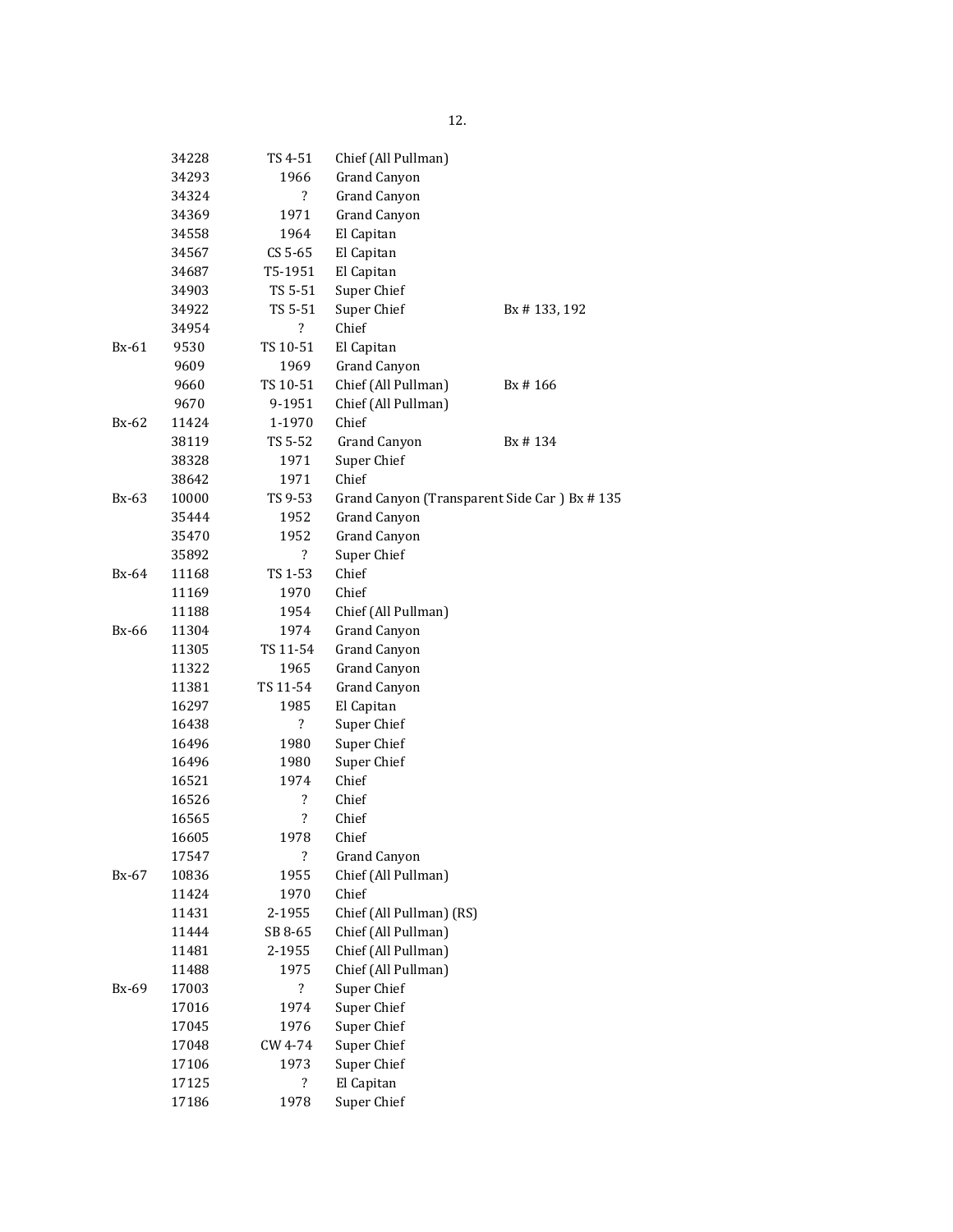| | | | | |
|---|---|---|---|---|
| | 34228 | TS 4-51 | Chief (All Pullman) | |
| | 34293 | 1966 | Grand Canyon | |
| | 34324 | ? | Grand Canyon | |
| | 34369 | 1971 | Grand Canyon | |
| | 34558 | 1964 | El Capitan | |
| | 34567 | CS 5-65 | El Capitan | |
| | 34687 | T5-1951 | El Capitan | |
| | 34903 | TS 5-51 | Super Chief | |
| | 34922 | TS 5-51 | Super Chief | Bx # 133, 192 |
| | 34954 | ? | Chief | |
| Bx-61 | 9530 | TS 10-51 | El Capitan | |
| | 9609 | 1969 | Grand Canyon | |
| | 9660 | TS 10-51 | Chief (All Pullman) | Bx # 166 |
| | 9670 | 9-1951 | Chief (All Pullman) | |
| Bx-62 | 11424 | 1-1970 | Chief | |
| | 38119 | TS 5-52 | Grand Canyon | Bx # 134 |
| | 38328 | 1971 | Super Chief | |
| | 38642 | 1971 | Chief | |
| Bx-63 | 10000 | TS 9-53 | Grand Canyon (Transparent Side Car ) | Bx # 135 |
| | 35444 | 1952 | Grand Canyon | |
| | 35470 | 1952 | Grand Canyon | |
| | 35892 | ? | Super Chief | |
| Bx-64 | 11168 | TS 1-53 | Chief | |
| | 11169 | 1970 | Chief | |
| | 11188 | 1954 | Chief (All Pullman) | |
| Bx-66 | 11304 | 1974 | Grand Canyon | |
| | 11305 | TS 11-54 | Grand Canyon | |
| | 11322 | 1965 | Grand Canyon | |
| | 11381 | TS 11-54 | Grand Canyon | |
| | 16297 | 1985 | El Capitan | |
| | 16438 | ? | Super Chief | |
| | 16496 | 1980 | Super Chief | |
| | 16496 | 1980 | Super Chief | |
| | 16521 | 1974 | Chief | |
| | 16526 | ? | Chief | |
| | 16565 | ? | Chief | |
| | 16605 | 1978 | Chief | |
| | 17547 | ? | Grand Canyon | |
| Bx-67 | 10836 | 1955 | Chief (All Pullman) | |
| | 11424 | 1970 | Chief | |
| | 11431 | 2-1955 | Chief (All Pullman) (RS) | |
| | 11444 | SB 8-65 | Chief (All Pullman) | |
| | 11481 | 2-1955 | Chief (All Pullman) | |
| | 11488 | 1975 | Chief (All Pullman) | |
| Bx-69 | 17003 | ? | Super Chief | |
| | 17016 | 1974 | Super Chief | |
| | 17045 | 1976 | Super Chief | |
| | 17048 | CW 4-74 | Super Chief | |
| | 17106 | 1973 | Super Chief | |
| | 17125 | ? | El Capitan | |
| | 17186 | 1978 | Super Chief | |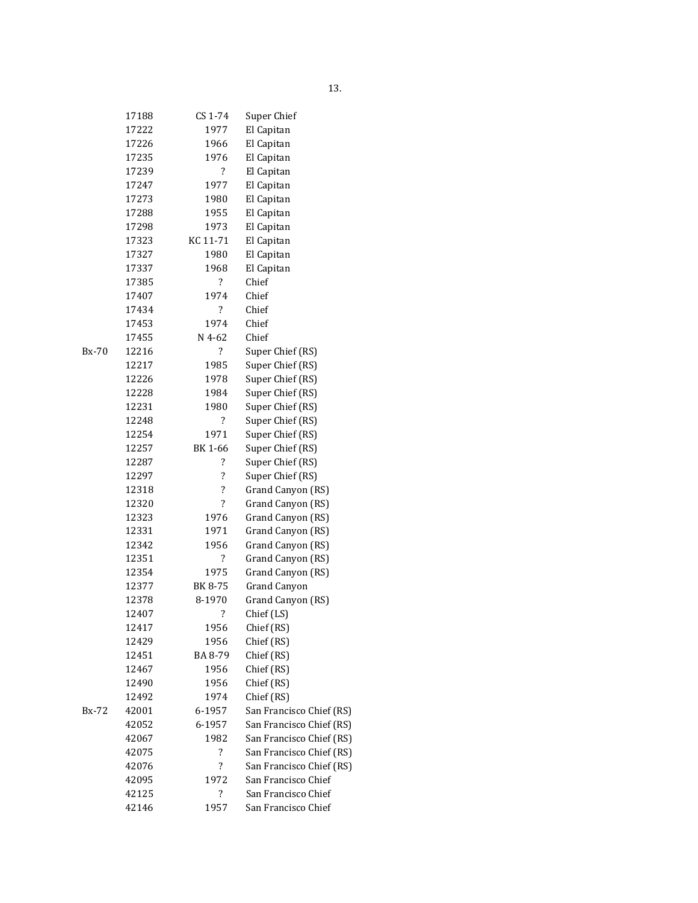| | | | |
|---|---|---|---|
| | 17188 | CS 1-74 | Super Chief |
| | 17222 | 1977 | El Capitan |
| | 17226 | 1966 | El Capitan |
| | 17235 | 1976 | El Capitan |
| | 17239 | ? | El Capitan |
| | 17247 | 1977 | El Capitan |
| | 17273 | 1980 | El Capitan |
| | 17288 | 1955 | El Capitan |
| | 17298 | 1973 | El Capitan |
| | 17323 | KC 11-71 | El Capitan |
| | 17327 | 1980 | El Capitan |
| | 17337 | 1968 | El Capitan |
| | 17385 | ? | Chief |
| | 17407 | 1974 | Chief |
| | 17434 | ? | Chief |
| | 17453 | 1974 | Chief |
| | 17455 | N 4-62 | Chief |
| Bx-70 | 12216 | ? | Super Chief (RS) |
| | 12217 | 1985 | Super Chief (RS) |
| | 12226 | 1978 | Super Chief (RS) |
| | 12228 | 1984 | Super Chief (RS) |
| | 12231 | 1980 | Super Chief (RS) |
| | 12248 | ? | Super Chief (RS) |
| | 12254 | 1971 | Super Chief (RS) |
| | 12257 | BK 1-66 | Super Chief (RS) |
| | 12287 | ? | Super Chief (RS) |
| | 12297 | ? | Super Chief (RS) |
| | 12318 | ? | Grand Canyon (RS) |
| | 12320 | ? | Grand Canyon (RS) |
| | 12323 | 1976 | Grand Canyon (RS) |
| | 12331 | 1971 | Grand Canyon (RS) |
| | 12342 | 1956 | Grand Canyon (RS) |
| | 12351 | ? | Grand Canyon (RS) |
| | 12354 | 1975 | Grand Canyon (RS) |
| | 12377 | BK 8-75 | Grand Canyon |
| | 12378 | 8-1970 | Grand Canyon (RS) |
| | 12407 | ? | Chief (LS) |
| | 12417 | 1956 | Chief (RS) |
| | 12429 | 1956 | Chief (RS) |
| | 12451 | BA 8-79 | Chief (RS) |
| | 12467 | 1956 | Chief (RS) |
| | 12490 | 1956 | Chief (RS) |
| | 12492 | 1974 | Chief (RS) |
| Bx-72 | 42001 | 6-1957 | San Francisco Chief (RS) |
| | 42052 | 6-1957 | San Francisco Chief (RS) |
| | 42067 | 1982 | San Francisco Chief (RS) |
| | 42075 | ? | San Francisco Chief (RS) |
| | 42076 | ? | San Francisco Chief (RS) |
| | 42095 | 1972 | San Francisco Chief |
| | 42125 | ? | San Francisco Chief |
| | 42146 | 1957 | San Francisco Chief |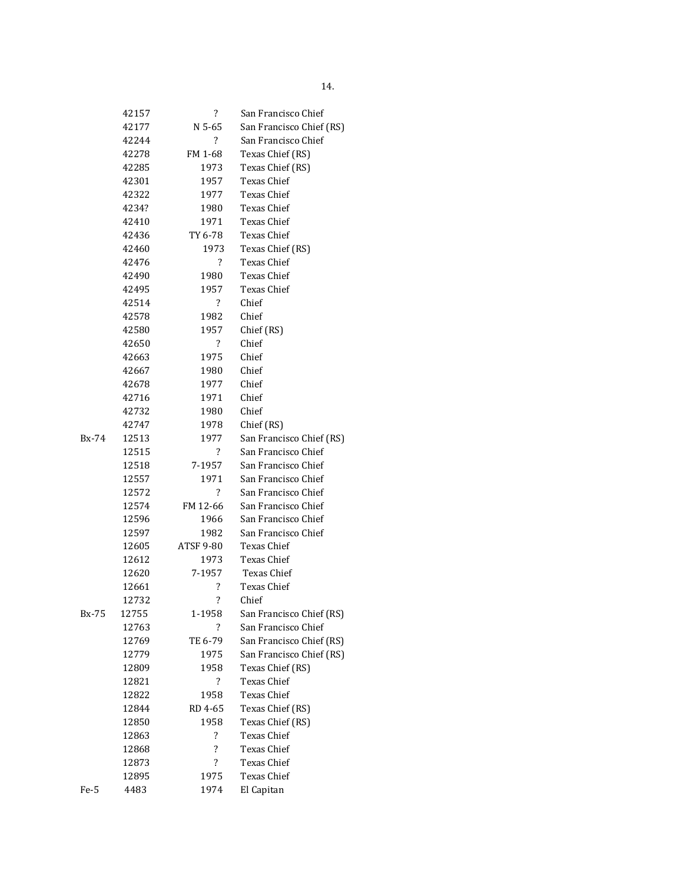| | | | |
|---|---|---|---|
| | 42157 | ? | San Francisco Chief |
| | 42177 | N 5-65 | San Francisco Chief (RS) |
| | 42244 | ? | San Francisco Chief |
| | 42278 | FM 1-68 | Texas Chief (RS) |
| | 42285 | 1973 | Texas Chief (RS) |
| | 42301 | 1957 | Texas Chief |
| | 42322 | 1977 | Texas Chief |
| | 4234? | 1980 | Texas Chief |
| | 42410 | 1971 | Texas Chief |
| | 42436 | TY 6-78 | Texas Chief |
| | 42460 | 1973 | Texas Chief (RS) |
| | 42476 | ? | Texas Chief |
| | 42490 | 1980 | Texas Chief |
| | 42495 | 1957 | Texas Chief |
| | 42514 | ? | Chief |
| | 42578 | 1982 | Chief |
| | 42580 | 1957 | Chief (RS) |
| | 42650 | ? | Chief |
| | 42663 | 1975 | Chief |
| | 42667 | 1980 | Chief |
| | 42678 | 1977 | Chief |
| | 42716 | 1971 | Chief |
| | 42732 | 1980 | Chief |
| | 42747 | 1978 | Chief (RS) |
| Bx-74 | 12513 | 1977 | San Francisco Chief (RS) |
| | 12515 | ? | San Francisco Chief |
| | 12518 | 7-1957 | San Francisco Chief |
| | 12557 | 1971 | San Francisco Chief |
| | 12572 | ? | San Francisco Chief |
| | 12574 | FM 12-66 | San Francisco Chief |
| | 12596 | 1966 | San Francisco Chief |
| | 12597 | 1982 | San Francisco Chief |
| | 12605 | ATSF 9-80 | Texas Chief |
| | 12612 | 1973 | Texas Chief |
| | 12620 | 7-1957 | Texas Chief |
| | 12661 | ? | Texas Chief |
| | 12732 | ? | Chief |
| Bx-75 | 12755 | 1-1958 | San Francisco Chief (RS) |
| | 12763 | ? | San Francisco Chief |
| | 12769 | TE 6-79 | San Francisco Chief (RS) |
| | 12779 | 1975 | San Francisco Chief (RS) |
| | 12809 | 1958 | Texas Chief (RS) |
| | 12821 | ? | Texas Chief |
| | 12822 | 1958 | Texas Chief |
| | 12844 | RD 4-65 | Texas Chief (RS) |
| | 12850 | 1958 | Texas Chief (RS) |
| | 12863 | ? | Texas Chief |
| | 12868 | ? | Texas Chief |
| | 12873 | ? | Texas Chief |
| | 12895 | 1975 | Texas Chief |
| Fe-5 | 4483 | 1974 | El Capitan |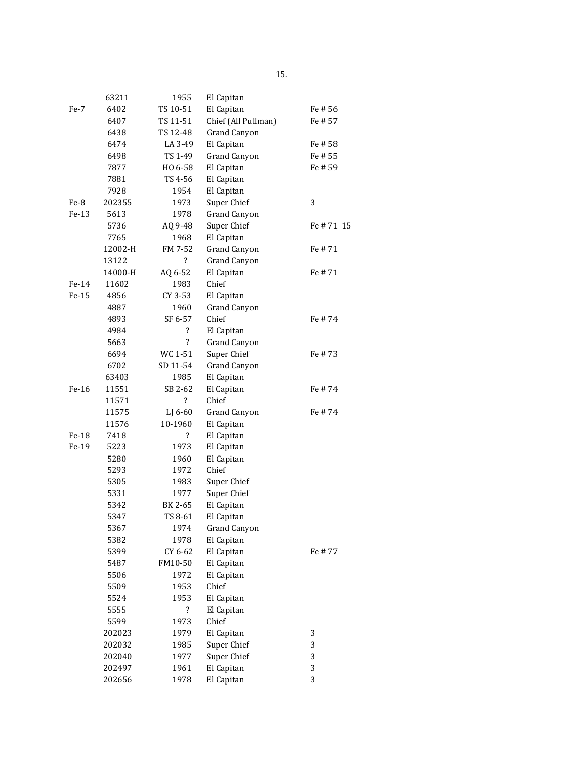| | | | | |
|---|---|---|---|---|
| | 63211 | 1955 | El Capitan | |
| Fe-7 | 6402 | TS 10-51 | El Capitan | Fe # 56 |
| | 6407 | TS 11-51 | Chief (All Pullman) | Fe # 57 |
| | 6438 | TS 12-48 | Grand Canyon | |
| | 6474 | LA 3-49 | El Capitan | Fe # 58 |
| | 6498 | TS 1-49 | Grand Canyon | Fe # 55 |
| | 7877 | HO 6-58 | El Capitan | Fe # 59 |
| | 7881 | TS 4-56 | El Capitan | |
| | 7928 | 1954 | El Capitan | |
| Fe-8 | 202355 | 1973 | Super Chief | 3 |
| Fe-13 | 5613 | 1978 | Grand Canyon | |
| | 5736 | AQ 9-48 | Super Chief | Fe # 71 15 |
| | 7765 | 1968 | El Capitan | |
| | 12002-H | FM 7-52 | Grand Canyon | Fe # 71 |
| | 13122 | ? | Grand Canyon | |
| | 14000-H | AQ 6-52 | El Capitan | Fe # 71 |
| Fe-14 | 11602 | 1983 | Chief | |
| Fe-15 | 4856 | CY 3-53 | El Capitan | |
| | 4887 | 1960 | Grand Canyon | |
| | 4893 | SF 6-57 | Chief | Fe # 74 |
| | 4984 | ? | El Capitan | |
| | 5663 | ? | Grand Canyon | |
| | 6694 | WC 1-51 | Super Chief | Fe # 73 |
| | 6702 | SD 11-54 | Grand Canyon | |
| | 63403 | 1985 | El Capitan | |
| Fe-16 | 11551 | SB 2-62 | El Capitan | Fe # 74 |
| | 11571 | ? | Chief | |
| | 11575 | LJ 6-60 | Grand Canyon | Fe # 74 |
| | 11576 | 10-1960 | El Capitan | |
| Fe-18 | 7418 | ? | El Capitan | |
| Fe-19 | 5223 | 1973 | El Capitan | |
| | 5280 | 1960 | El Capitan | |
| | 5293 | 1972 | Chief | |
| | 5305 | 1983 | Super Chief | |
| | 5331 | 1977 | Super Chief | |
| | 5342 | BK 2-65 | El Capitan | |
| | 5347 | TS 8-61 | El Capitan | |
| | 5367 | 1974 | Grand Canyon | |
| | 5382 | 1978 | El Capitan | |
| | 5399 | CY 6-62 | El Capitan | Fe # 77 |
| | 5487 | FM10-50 | El Capitan | |
| | 5506 | 1972 | El Capitan | |
| | 5509 | 1953 | Chief | |
| | 5524 | 1953 | El Capitan | |
| | 5555 | ? | El Capitan | |
| | 5599 | 1973 | Chief | |
| | 202023 | 1979 | El Capitan | 3 |
| | 202032 | 1985 | Super Chief | 3 |
| | 202040 | 1977 | Super Chief | 3 |
| | 202497 | 1961 | El Capitan | 3 |
| | 202656 | 1978 | El Capitan | 3 |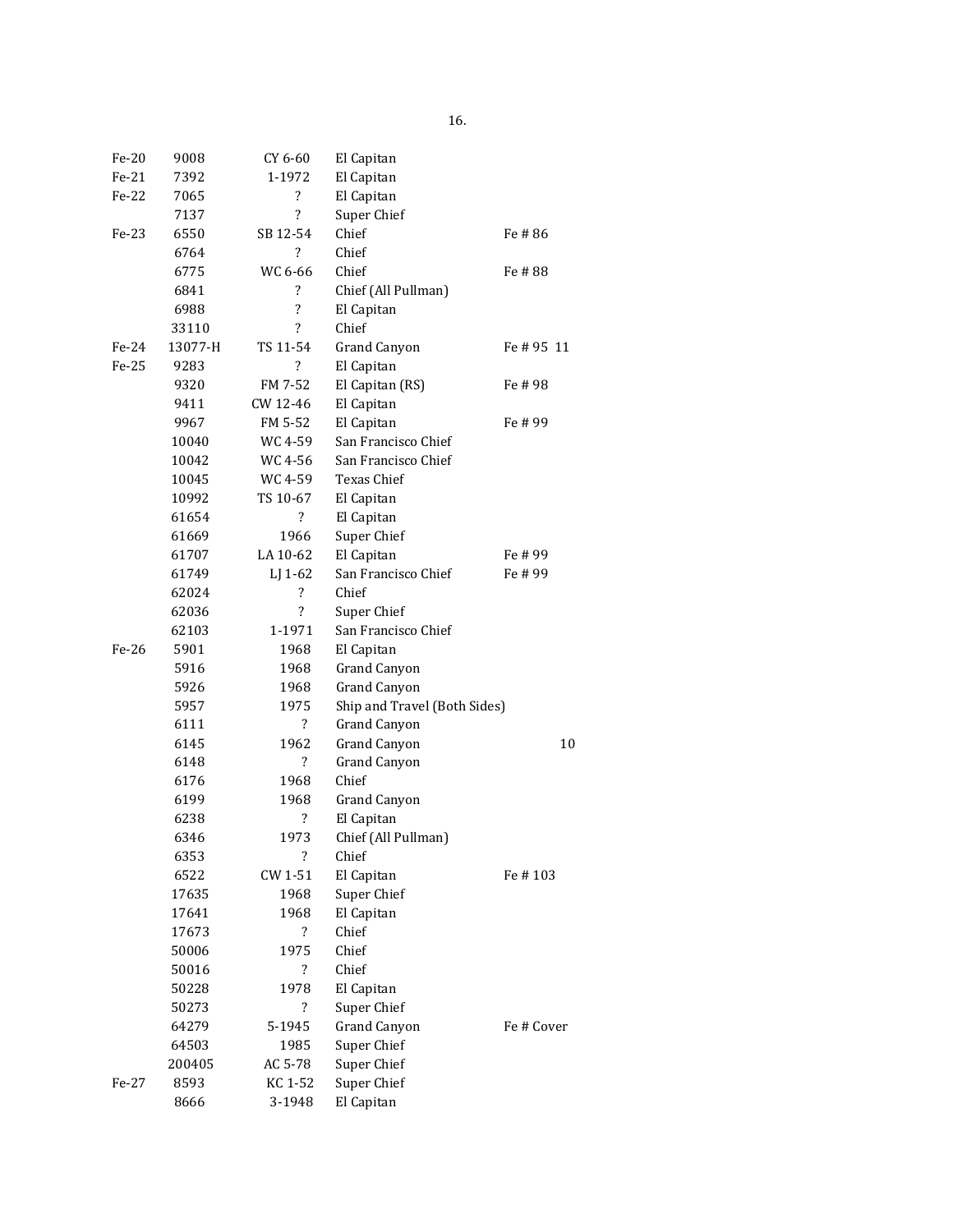| | | | | | |
|---|---|---|---|---|---|
| Fe-20 | 9008 | CY 6-60 | El Capitan | | |
| Fe-21 | 7392 | 1-1972 | El Capitan | | |
| Fe-22 | 7065 | ? | El Capitan | | |
| | 7137 | ? | Super Chief | | |
| Fe-23 | 6550 | SB 12-54 | Chief | Fe # 86 | |
| | 6764 | ? | Chief | | |
| | 6775 | WC 6-66 | Chief | Fe # 88 | |
| | 6841 | ? | Chief (All Pullman) | | |
| | 6988 | ? | El Capitan | | |
| | 33110 | ? | Chief | | |
| Fe-24 | 13077-H | TS 11-54 | Grand Canyon | Fe # 95 11 | |
| Fe-25 | 9283 | ? | El Capitan | | |
| | 9320 | FM 7-52 | El Capitan (RS) | Fe # 98 | |
| | 9411 | CW 12-46 | El Capitan | | |
| | 9967 | FM 5-52 | El Capitan | Fe # 99 | |
| | 10040 | WC 4-59 | San Francisco Chief | | |
| | 10042 | WC 4-56 | San Francisco Chief | | |
| | 10045 | WC 4-59 | Texas Chief | | |
| | 10992 | TS 10-67 | El Capitan | | |
| | 61654 | ? | El Capitan | | |
| | 61669 | 1966 | Super Chief | | |
| | 61707 | LA 10-62 | El Capitan | Fe # 99 | |
| | 61749 | LJ 1-62 | San Francisco Chief | Fe # 99 | |
| | 62024 | ? | Chief | | |
| | 62036 | ? | Super Chief | | |
| | 62103 | 1-1971 | San Francisco Chief | | |
| Fe-26 | 5901 | 1968 | El Capitan | | |
| | 5916 | 1968 | Grand Canyon | | |
| | 5926 | 1968 | Grand Canyon | | |
| | 5957 | 1975 | Ship and Travel (Both Sides) | | |
| | 6111 | ? | Grand Canyon | | |
| | 6145 | 1962 | Grand Canyon | | 10 |
| | 6148 | ? | Grand Canyon | | |
| | 6176 | 1968 | Chief | | |
| | 6199 | 1968 | Grand Canyon | | |
| | 6238 | ? | El Capitan | | |
| | 6346 | 1973 | Chief (All Pullman) | | |
| | 6353 | ? | Chief | | |
| | 6522 | CW 1-51 | El Capitan | Fe # 103 | |
| | 17635 | 1968 | Super Chief | | |
| | 17641 | 1968 | El Capitan | | |
| | 17673 | ? | Chief | | |
| | 50006 | 1975 | Chief | | |
| | 50016 | ? | Chief | | |
| | 50228 | 1978 | El Capitan | | |
| | 50273 | ? | Super Chief | | |
| | 64279 | 5-1945 | Grand Canyon | Fe # Cover | |
| | 64503 | 1985 | Super Chief | | |
| | 200405 | AC 5-78 | Super Chief | | |
| Fe-27 | 8593 | KC 1-52 | Super Chief | | |
| | 8666 | 3-1948 | El Capitan | | |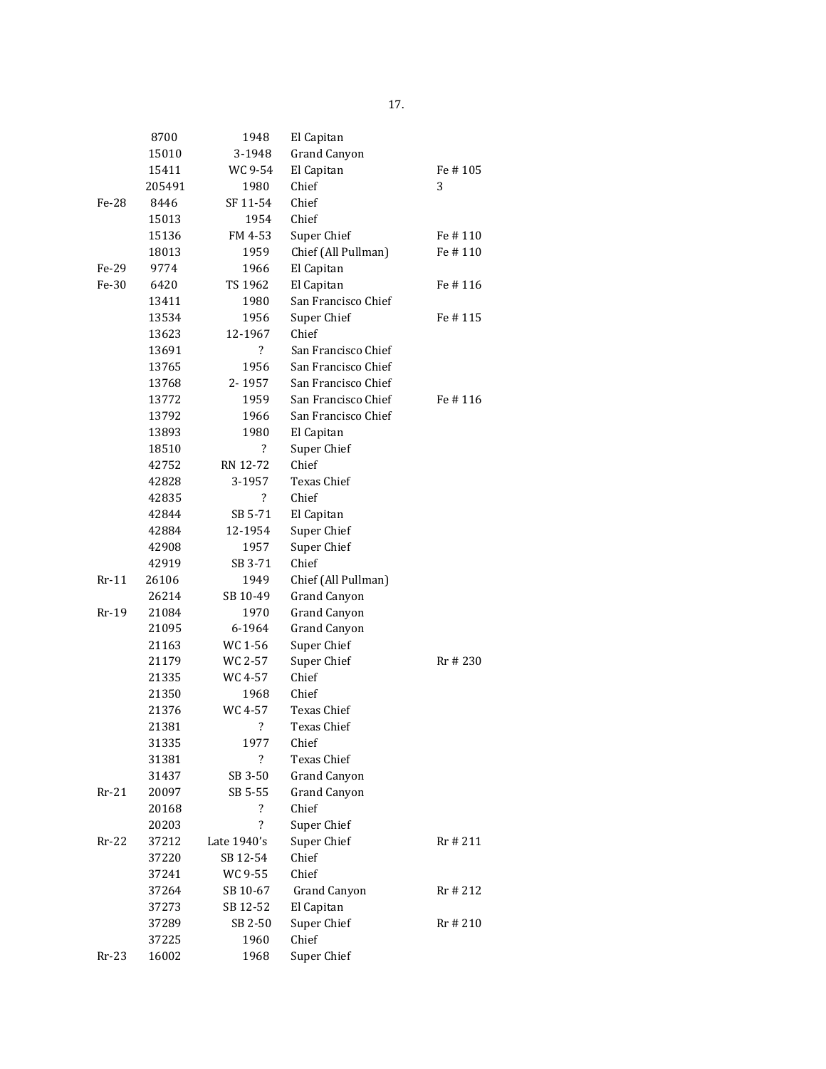| | | | | |
|---|---|---|---|---|
| | 8700 | 1948 | El Capitan | |
| | 15010 | 3-1948 | Grand Canyon | |
| | 15411 | WC 9-54 | El Capitan | Fe # 105 |
| | 205491 | 1980 | Chief | 3 |
| Fe-28 | 8446 | SF 11-54 | Chief | |
| | 15013 | 1954 | Chief | |
| | 15136 | FM 4-53 | Super Chief | Fe # 110 |
| | 18013 | 1959 | Chief (All Pullman) | Fe # 110 |
| Fe-29 | 9774 | 1966 | El Capitan | |
| Fe-30 | 6420 | TS 1962 | El Capitan | Fe # 116 |
| | 13411 | 1980 | San Francisco Chief | |
| | 13534 | 1956 | Super Chief | Fe # 115 |
| | 13623 | 12-1967 | Chief | |
| | 13691 | ? | San Francisco Chief | |
| | 13765 | 1956 | San Francisco Chief | |
| | 13768 | 2- 1957 | San Francisco Chief | |
| | 13772 | 1959 | San Francisco Chief | Fe # 116 |
| | 13792 | 1966 | San Francisco Chief | |
| | 13893 | 1980 | El Capitan | |
| | 18510 | ? | Super Chief | |
| | 42752 | RN 12-72 | Chief | |
| | 42828 | 3-1957 | Texas Chief | |
| | 42835 | ? | Chief | |
| | 42844 | SB 5-71 | El Capitan | |
| | 42884 | 12-1954 | Super Chief | |
| | 42908 | 1957 | Super Chief | |
| | 42919 | SB 3-71 | Chief | |
| Rr-11 | 26106 | 1949 | Chief (All Pullman) | |
| | 26214 | SB 10-49 | Grand Canyon | |
| Rr-19 | 21084 | 1970 | Grand Canyon | |
| | 21095 | 6-1964 | Grand Canyon | |
| | 21163 | WC 1-56 | Super Chief | |
| | 21179 | WC 2-57 | Super Chief | Rr # 230 |
| | 21335 | WC 4-57 | Chief | |
| | 21350 | 1968 | Chief | |
| | 21376 | WC 4-57 | Texas Chief | |
| | 21381 | ? | Texas Chief | |
| | 31335 | 1977 | Chief | |
| | 31381 | ? | Texas Chief | |
| | 31437 | SB 3-50 | Grand Canyon | |
| Rr-21 | 20097 | SB 5-55 | Grand Canyon | |
| | 20168 | ? | Chief | |
| | 20203 | ? | Super Chief | |
| Rr-22 | 37212 | Late 1940's | Super Chief | Rr # 211 |
| | 37220 | SB 12-54 | Chief | |
| | 37241 | WC 9-55 | Chief | |
| | 37264 | SB 10-67 | Grand Canyon | Rr # 212 |
| | 37273 | SB 12-52 | El Capitan | |
| | 37289 | SB 2-50 | Super Chief | Rr # 210 |
| | 37225 | 1960 | Chief | |
| Rr-23 | 16002 | 1968 | Super Chief | |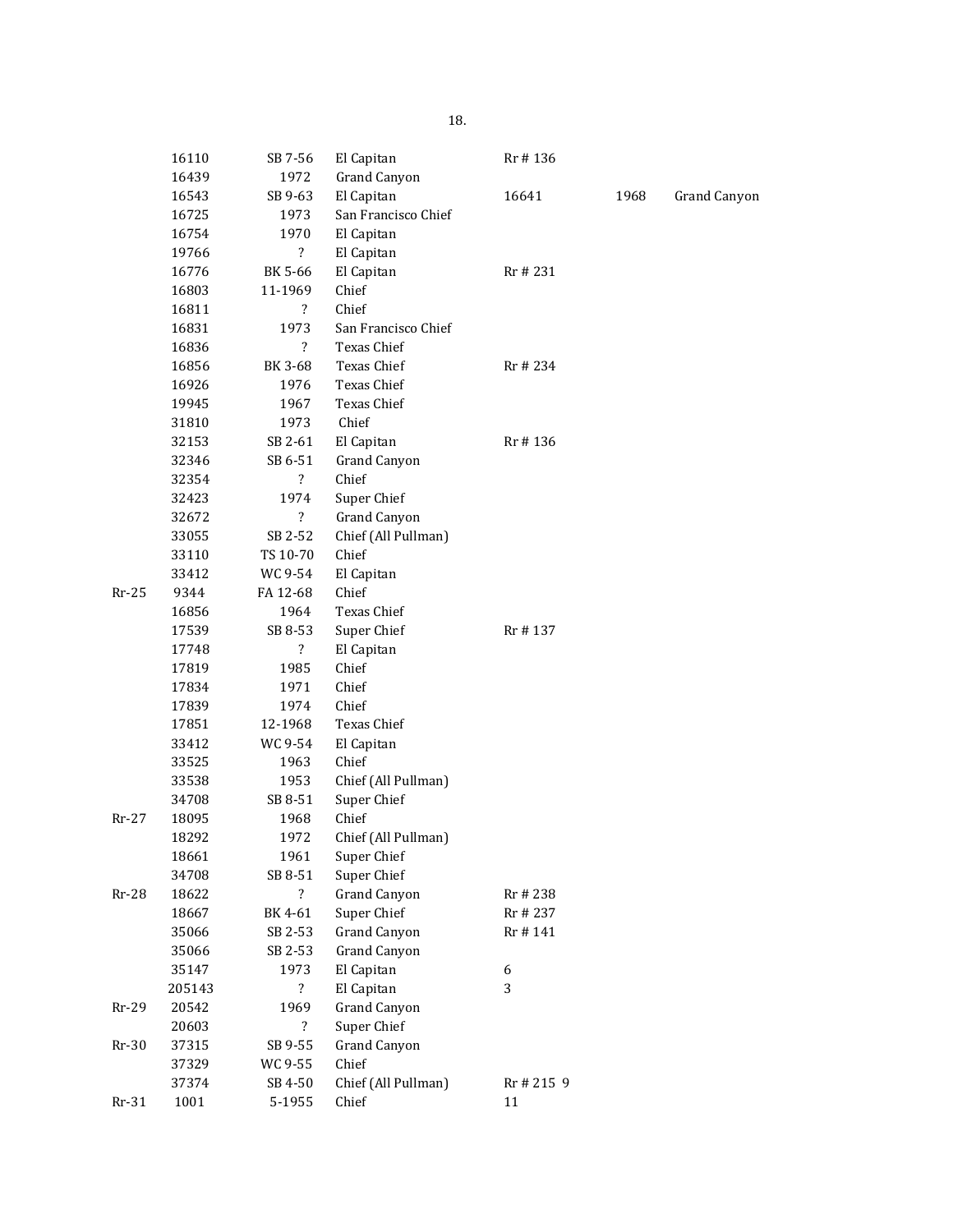| | | | | | | |
|---|---|---|---|---|---|---|
| | 16110 | SB 7-56 | El Capitan | Rr # 136 | | |
| | 16439 | 1972 | Grand Canyon | | | |
| | 16543 | SB 9-63 | El Capitan | 16641 | 1968 | Grand Canyon |
| | 16725 | 1973 | San Francisco Chief | | | |
| | 16754 | 1970 | El Capitan | | | |
| | 19766 | ? | El Capitan | | | |
| | 16776 | BK 5-66 | El Capitan | Rr # 231 | | |
| | 16803 | 11-1969 | Chief | | | |
| | 16811 | ? | Chief | | | |
| | 16831 | 1973 | San Francisco Chief | | | |
| | 16836 | ? | Texas Chief | | | |
| | 16856 | BK 3-68 | Texas Chief | Rr # 234 | | |
| | 16926 | 1976 | Texas Chief | | | |
| | 19945 | 1967 | Texas Chief | | | |
| | 31810 | 1973 | Chief | | | |
| | 32153 | SB 2-61 | El Capitan | Rr # 136 | | |
| | 32346 | SB 6-51 | Grand Canyon | | | |
| | 32354 | ? | Chief | | | |
| | 32423 | 1974 | Super Chief | | | |
| | 32672 | ? | Grand Canyon | | | |
| | 33055 | SB 2-52 | Chief (All Pullman) | | | |
| | 33110 | TS 10-70 | Chief | | | |
| | 33412 | WC 9-54 | El Capitan | | | |
| Rr-25 | 9344 | FA 12-68 | Chief | | | |
| | 16856 | 1964 | Texas Chief | | | |
| | 17539 | SB 8-53 | Super Chief | Rr # 137 | | |
| | 17748 | ? | El Capitan | | | |
| | 17819 | 1985 | Chief | | | |
| | 17834 | 1971 | Chief | | | |
| | 17839 | 1974 | Chief | | | |
| | 17851 | 12-1968 | Texas Chief | | | |
| | 33412 | WC 9-54 | El Capitan | | | |
| | 33525 | 1963 | Chief | | | |
| | 33538 | 1953 | Chief (All Pullman) | | | |
| | 34708 | SB 8-51 | Super Chief | | | |
| Rr-27 | 18095 | 1968 | Chief | | | |
| | 18292 | 1972 | Chief (All Pullman) | | | |
| | 18661 | 1961 | Super Chief | | | |
| | 34708 | SB 8-51 | Super Chief | | | |
| Rr-28 | 18622 | ? | Grand Canyon | Rr # 238 | | |
| | 18667 | BK 4-61 | Super Chief | Rr # 237 | | |
| | 35066 | SB 2-53 | Grand Canyon | Rr # 141 | | |
| | 35066 | SB 2-53 | Grand Canyon | | | |
| | 35147 | 1973 | El Capitan | 6 | | |
| | 205143 | ? | El Capitan | 3 | | |
| Rr-29 | 20542 | 1969 | Grand Canyon | | | |
| | 20603 | ? | Super Chief | | | |
| Rr-30 | 37315 | SB 9-55 | Grand Canyon | | | |
| | 37329 | WC 9-55 | Chief | | | |
| | 37374 | SB 4-50 | Chief (All Pullman) | Rr # 215 9 | | |
| Rr-31 | 1001 | 5-1955 | Chief | 11 | | |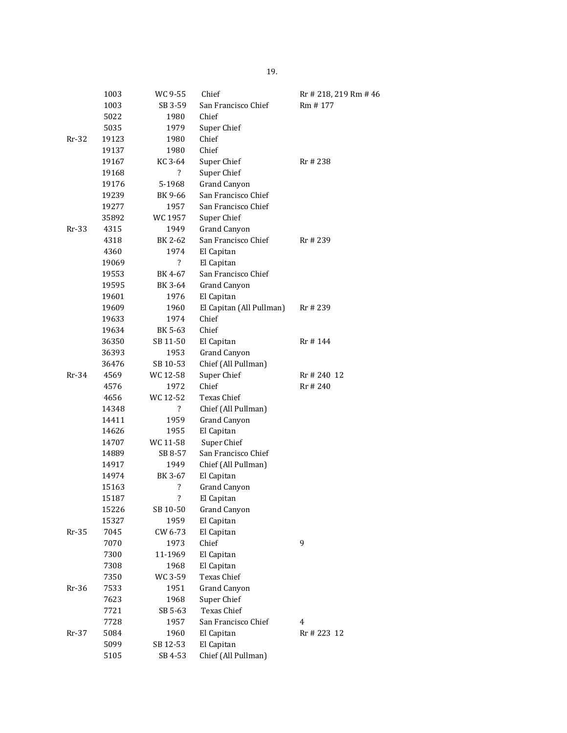| | | | | |
|---|---|---|---|---|
| | 1003 | WC 9-55 | Chief | Rr # 218, 219 Rm # 46 |
| | 1003 | SB 3-59 | San Francisco Chief | Rm # 177 |
| | 5022 | 1980 | Chief | |
| | 5035 | 1979 | Super Chief | |
| Rr-32 | 19123 | 1980 | Chief | |
| | 19137 | 1980 | Chief | |
| | 19167 | KC 3-64 | Super Chief | Rr # 238 |
| | 19168 | ? | Super Chief | |
| | 19176 | 5-1968 | Grand Canyon | |
| | 19239 | BK 9-66 | San Francisco Chief | |
| | 19277 | 1957 | San Francisco Chief | |
| | 35892 | WC 1957 | Super Chief | |
| Rr-33 | 4315 | 1949 | Grand Canyon | |
| | 4318 | BK 2-62 | San Francisco Chief | Rr # 239 |
| | 4360 | 1974 | El Capitan | |
| | 19069 | ? | El Capitan | |
| | 19553 | BK 4-67 | San Francisco Chief | |
| | 19595 | BK 3-64 | Grand Canyon | |
| | 19601 | 1976 | El Capitan | |
| | 19609 | 1960 | El Capitan (All Pullman) | Rr # 239 |
| | 19633 | 1974 | Chief | |
| | 19634 | BK 5-63 | Chief | |
| | 36350 | SB 11-50 | El Capitan | Rr # 144 |
| | 36393 | 1953 | Grand Canyon | |
| | 36476 | SB 10-53 | Chief (All Pullman) | |
| Rr-34 | 4569 | WC 12-58 | Super Chief | Rr # 240 12 |
| | 4576 | 1972 | Chief | Rr # 240 |
| | 4656 | WC 12-52 | Texas Chief | |
| | 14348 | ? | Chief (All Pullman) | |
| | 14411 | 1959 | Grand Canyon | |
| | 14626 | 1955 | El Capitan | |
| | 14707 | WC 11-58 | Super Chief | |
| | 14889 | SB 8-57 | San Francisco Chief | |
| | 14917 | 1949 | Chief (All Pullman) | |
| | 14974 | BK 3-67 | El Capitan | |
| | 15163 | ? | Grand Canyon | |
| | 15187 | ? | El Capitan | |
| | 15226 | SB 10-50 | Grand Canyon | |
| | 15327 | 1959 | El Capitan | |
| Rr-35 | 7045 | CW 6-73 | El Capitan | |
| | 7070 | 1973 | Chief | 9 |
| | 7300 | 11-1969 | El Capitan | |
| | 7308 | 1968 | El Capitan | |
| | 7350 | WC 3-59 | Texas Chief | |
| Rr-36 | 7533 | 1951 | Grand Canyon | |
| | 7623 | 1968 | Super Chief | |
| | 7721 | SB 5-63 | Texas Chief | |
| | 7728 | 1957 | San Francisco Chief | 4 |
| Rr-37 | 5084 | 1960 | El Capitan | Rr # 223 12 |
| | 5099 | SB 12-53 | El Capitan | |
| | 5105 | SB 4-53 | Chief (All Pullman) | |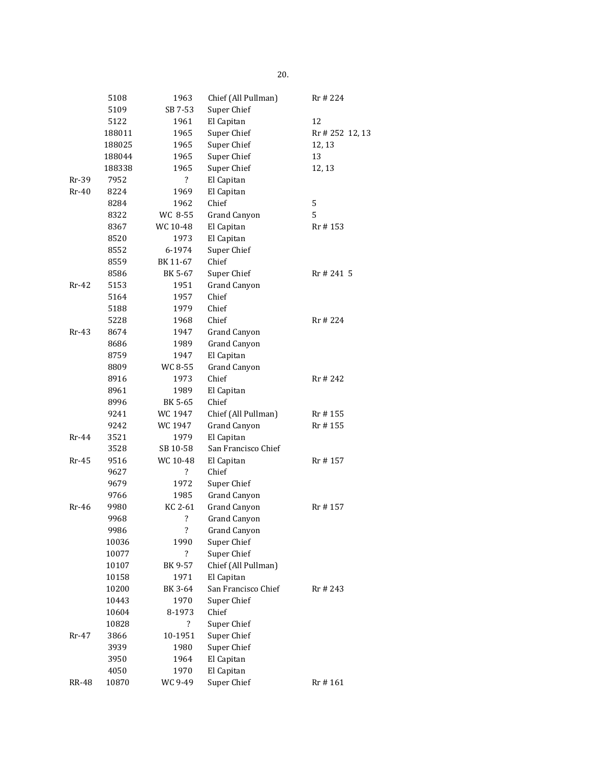| | | | | |
|---|---|---|---|---|
| | 5108 | 1963 | Chief (All Pullman) | Rr # 224 |
| | 5109 | SB 7-53 | Super Chief | |
| | 5122 | 1961 | El Capitan | 12 |
| | 188011 | 1965 | Super Chief | Rr # 252 12, 13 |
| | 188025 | 1965 | Super Chief | 12, 13 |
| | 188044 | 1965 | Super Chief | 13 |
| | 188338 | 1965 | Super Chief | 12, 13 |
| Rr-39 | 7952 | ? | El Capitan | |
| Rr-40 | 8224 | 1969 | El Capitan | |
| | 8284 | 1962 | Chief | 5 |
| | 8322 | WC 8-55 | Grand Canyon | 5 |
| | 8367 | WC 10-48 | El Capitan | Rr # 153 |
| | 8520 | 1973 | El Capitan | |
| | 8552 | 6-1974 | Super Chief | |
| | 8559 | BK 11-67 | Chief | |
| | 8586 | BK 5-67 | Super Chief | Rr # 241 5 |
| Rr-42 | 5153 | 1951 | Grand Canyon | |
| | 5164 | 1957 | Chief | |
| | 5188 | 1979 | Chief | |
| | 5228 | 1968 | Chief | Rr # 224 |
| Rr-43 | 8674 | 1947 | Grand Canyon | |
| | 8686 | 1989 | Grand Canyon | |
| | 8759 | 1947 | El Capitan | |
| | 8809 | WC 8-55 | Grand Canyon | |
| | 8916 | 1973 | Chief | Rr # 242 |
| | 8961 | 1989 | El Capitan | |
| | 8996 | BK 5-65 | Chief | |
| | 9241 | WC 1947 | Chief (All Pullman) | Rr # 155 |
| | 9242 | WC 1947 | Grand Canyon | Rr # 155 |
| Rr-44 | 3521 | 1979 | El Capitan | |
| | 3528 | SB 10-58 | San Francisco Chief | |
| Rr-45 | 9516 | WC 10-48 | El Capitan | Rr # 157 |
| | 9627 | ? | Chief | |
| | 9679 | 1972 | Super Chief | |
| | 9766 | 1985 | Grand Canyon | |
| Rr-46 | 9980 | KC 2-61 | Grand Canyon | Rr # 157 |
| | 9968 | ? | Grand Canyon | |
| | 9986 | ? | Grand Canyon | |
| | 10036 | 1990 | Super Chief | |
| | 10077 | ? | Super Chief | |
| | 10107 | BK 9-57 | Chief (All Pullman) | |
| | 10158 | 1971 | El Capitan | |
| | 10200 | BK 3-64 | San Francisco Chief | Rr # 243 |
| | 10443 | 1970 | Super Chief | |
| | 10604 | 8-1973 | Chief | |
| | 10828 | ? | Super Chief | |
| Rr-47 | 3866 | 10-1951 | Super Chief | |
| | 3939 | 1980 | Super Chief | |
| | 3950 | 1964 | El Capitan | |
| | 4050 | 1970 | El Capitan | |
| RR-48 | 10870 | WC 9-49 | Super Chief | Rr # 161 |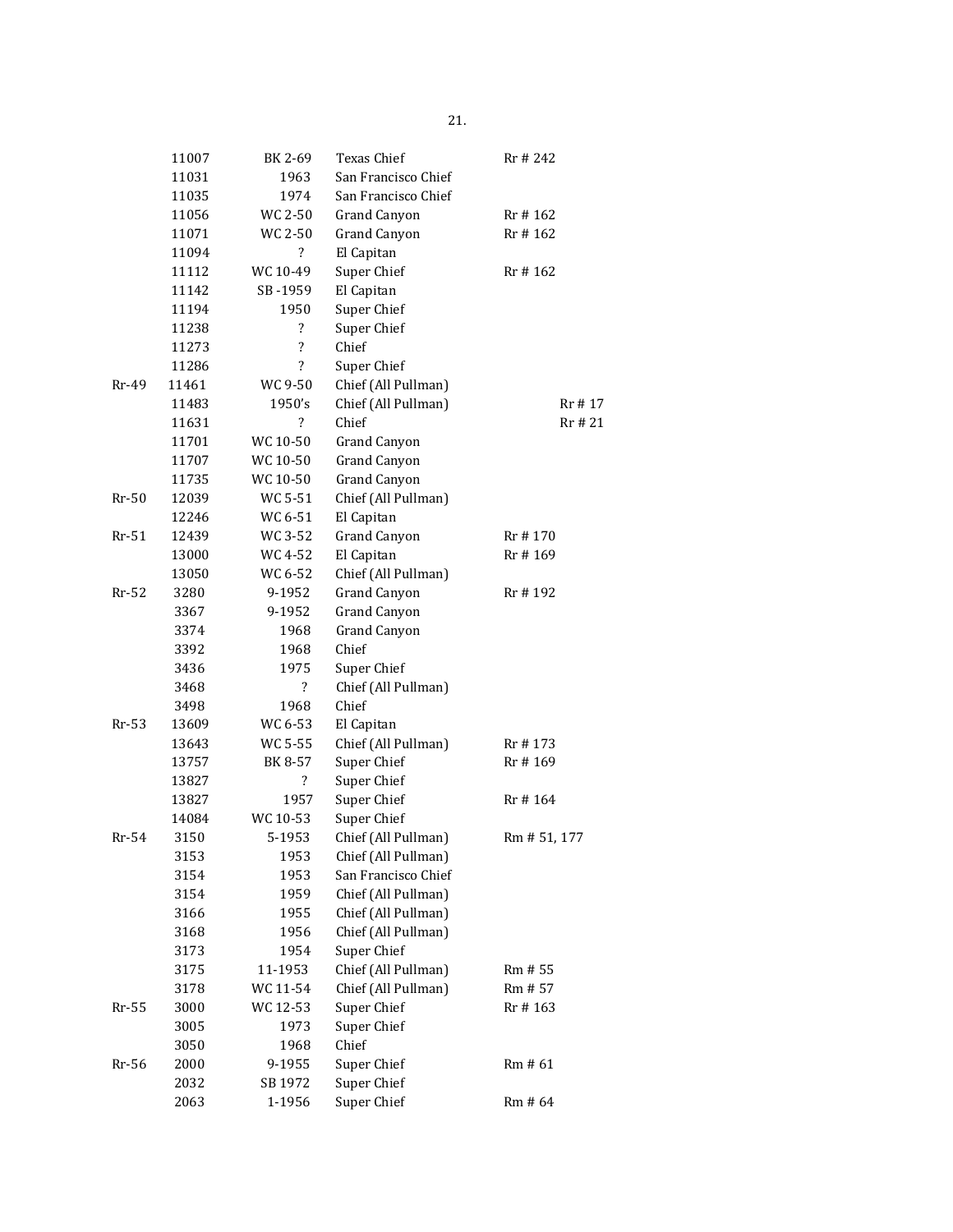| | | | | |
|---|---|---|---|---|
| | 11007 | BK 2-69 | Texas Chief | Rr # 242 |
| | 11031 | 1963 | San Francisco Chief | |
| | 11035 | 1974 | San Francisco Chief | |
| | 11056 | WC 2-50 | Grand Canyon | Rr # 162 |
| | 11071 | WC 2-50 | Grand Canyon | Rr # 162 |
| | 11094 | ? | El Capitan | |
| | 11112 | WC 10-49 | Super Chief | Rr # 162 |
| | 11142 | SB -1959 | El Capitan | |
| | 11194 | 1950 | Super Chief | |
| | 11238 | ? | Super Chief | |
| | 11273 | ? | Chief | |
| | 11286 | ? | Super Chief | |
| Rr-49 | 11461 | WC 9-50 | Chief (All Pullman) | |
| | 11483 | 1950's | Chief (All Pullman) | Rr # 17 |
| | 11631 | ? | Chief | Rr # 21 |
| | 11701 | WC 10-50 | Grand Canyon | |
| | 11707 | WC 10-50 | Grand Canyon | |
| | 11735 | WC 10-50 | Grand Canyon | |
| Rr-50 | 12039 | WC 5-51 | Chief (All Pullman) | |
| | 12246 | WC 6-51 | El Capitan | |
| Rr-51 | 12439 | WC 3-52 | Grand Canyon | Rr # 170 |
| | 13000 | WC 4-52 | El Capitan | Rr # 169 |
| | 13050 | WC 6-52 | Chief (All Pullman) | |
| Rr-52 | 3280 | 9-1952 | Grand Canyon | Rr # 192 |
| | 3367 | 9-1952 | Grand Canyon | |
| | 3374 | 1968 | Grand Canyon | |
| | 3392 | 1968 | Chief | |
| | 3436 | 1975 | Super Chief | |
| | 3468 | ? | Chief (All Pullman) | |
| | 3498 | 1968 | Chief | |
| Rr-53 | 13609 | WC 6-53 | El Capitan | |
| | 13643 | WC 5-55 | Chief (All Pullman) | Rr # 173 |
| | 13757 | BK 8-57 | Super Chief | Rr # 169 |
| | 13827 | ? | Super Chief | |
| | 13827 | 1957 | Super Chief | Rr # 164 |
| | 14084 | WC 10-53 | Super Chief | |
| Rr-54 | 3150 | 5-1953 | Chief (All Pullman) | Rm # 51, 177 |
| | 3153 | 1953 | Chief (All Pullman) | |
| | 3154 | 1953 | San Francisco Chief | |
| | 3154 | 1959 | Chief (All Pullman) | |
| | 3166 | 1955 | Chief (All Pullman) | |
| | 3168 | 1956 | Chief (All Pullman) | |
| | 3173 | 1954 | Super Chief | |
| | 3175 | 11-1953 | Chief (All Pullman) | Rm # 55 |
| | 3178 | WC 11-54 | Chief (All Pullman) | Rm # 57 |
| Rr-55 | 3000 | WC 12-53 | Super Chief | Rr # 163 |
| | 3005 | 1973 | Super Chief | |
| | 3050 | 1968 | Chief | |
| Rr-56 | 2000 | 9-1955 | Super Chief | Rm # 61 |
| | 2032 | SB 1972 | Super Chief | |
| | 2063 | 1-1956 | Super Chief | Rm # 64 |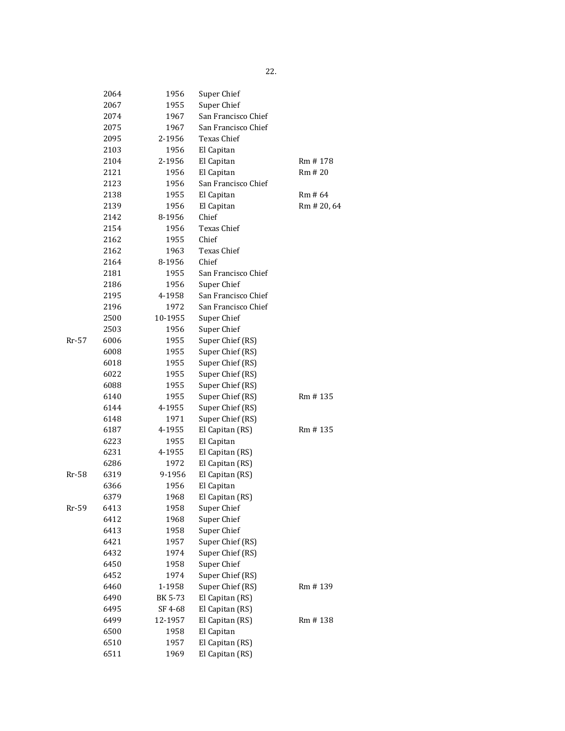| | | | | |
|---|---|---|---|---|
| | 2064 | 1956 | Super Chief | |
| | 2067 | 1955 | Super Chief | |
| | 2074 | 1967 | San Francisco Chief | |
| | 2075 | 1967 | San Francisco Chief | |
| | 2095 | 2-1956 | Texas Chief | |
| | 2103 | 1956 | El Capitan | |
| | 2104 | 2-1956 | El Capitan | Rm # 178 |
| | 2121 | 1956 | El Capitan | Rm # 20 |
| | 2123 | 1956 | San Francisco Chief | |
| | 2138 | 1955 | El Capitan | Rm # 64 |
| | 2139 | 1956 | El Capitan | Rm # 20, 64 |
| | 2142 | 8-1956 | Chief | |
| | 2154 | 1956 | Texas Chief | |
| | 2162 | 1955 | Chief | |
| | 2162 | 1963 | Texas Chief | |
| | 2164 | 8-1956 | Chief | |
| | 2181 | 1955 | San Francisco Chief | |
| | 2186 | 1956 | Super Chief | |
| | 2195 | 4-1958 | San Francisco Chief | |
| | 2196 | 1972 | San Francisco Chief | |
| | 2500 | 10-1955 | Super Chief | |
| | 2503 | 1956 | Super Chief | |
| Rr-57 | 6006 | 1955 | Super Chief (RS) | |
| | 6008 | 1955 | Super Chief (RS) | |
| | 6018 | 1955 | Super Chief (RS) | |
| | 6022 | 1955 | Super Chief (RS) | |
| | 6088 | 1955 | Super Chief (RS) | |
| | 6140 | 1955 | Super Chief (RS) | Rm # 135 |
| | 6144 | 4-1955 | Super Chief (RS) | |
| | 6148 | 1971 | Super Chief (RS) | |
| | 6187 | 4-1955 | El Capitan (RS) | Rm # 135 |
| | 6223 | 1955 | El Capitan | |
| | 6231 | 4-1955 | El Capitan (RS) | |
| | 6286 | 1972 | El Capitan (RS) | |
| Rr-58 | 6319 | 9-1956 | El Capitan (RS) | |
| | 6366 | 1956 | El Capitan | |
| | 6379 | 1968 | El Capitan (RS) | |
| Rr-59 | 6413 | 1958 | Super Chief | |
| | 6412 | 1968 | Super Chief | |
| | 6413 | 1958 | Super Chief | |
| | 6421 | 1957 | Super Chief (RS) | |
| | 6432 | 1974 | Super Chief (RS) | |
| | 6450 | 1958 | Super Chief | |
| | 6452 | 1974 | Super Chief (RS) | |
| | 6460 | 1-1958 | Super Chief (RS) | Rm # 139 |
| | 6490 | BK 5-73 | El Capitan (RS) | |
| | 6495 | SF 4-68 | El Capitan (RS) | |
| | 6499 | 12-1957 | El Capitan (RS) | Rm # 138 |
| | 6500 | 1958 | El Capitan | |
| | 6510 | 1957 | El Capitan (RS) | |
| | 6511 | 1969 | El Capitan (RS) | |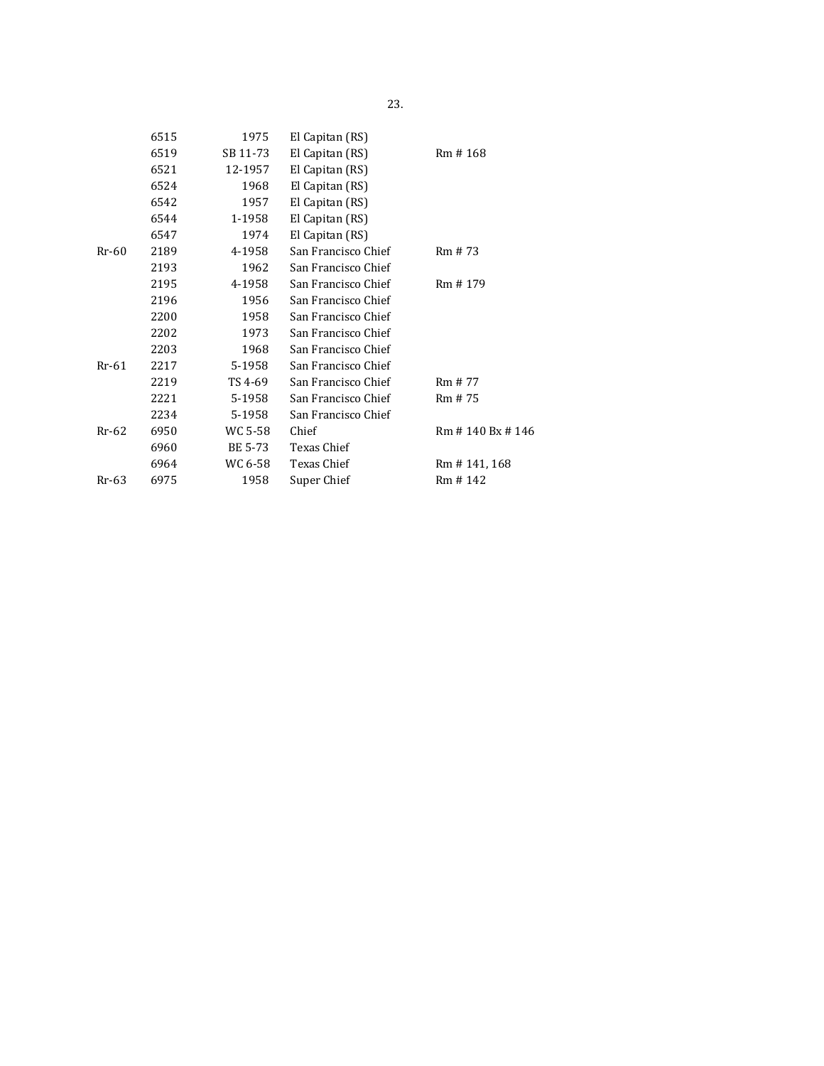| | | | | |
|---|---|---|---|---|
| | 6515 | 1975 | El Capitan (RS) | |
| | 6519 | SB 11-73 | El Capitan (RS) | Rm # 168 |
| | 6521 | 12-1957 | El Capitan (RS) | |
| | 6524 | 1968 | El Capitan (RS) | |
| | 6542 | 1957 | El Capitan (RS) | |
| | 6544 | 1-1958 | El Capitan (RS) | |
| | 6547 | 1974 | El Capitan (RS) | |
| Rr-60 | 2189 | 4-1958 | San Francisco Chief | Rm # 73 |
| | 2193 | 1962 | San Francisco Chief | |
| | 2195 | 4-1958 | San Francisco Chief | Rm # 179 |
| | 2196 | 1956 | San Francisco Chief | |
| | 2200 | 1958 | San Francisco Chief | |
| | 2202 | 1973 | San Francisco Chief | |
| | 2203 | 1968 | San Francisco Chief | |
| Rr-61 | 2217 | 5-1958 | San Francisco Chief | |
| | 2219 | TS 4-69 | San Francisco Chief | Rm # 77 |
| | 2221 | 5-1958 | San Francisco Chief | Rm # 75 |
| | 2234 | 5-1958 | San Francisco Chief | |
| Rr-62 | 6950 | WC 5-58 | Chief | Rm # 140 Bx # 146 |
| | 6960 | BE 5-73 | Texas Chief | |
| | 6964 | WC 6-58 | Texas Chief | Rm # 141, 168 |
| Rr-63 | 6975 | 1958 | Super Chief | Rm # 142 |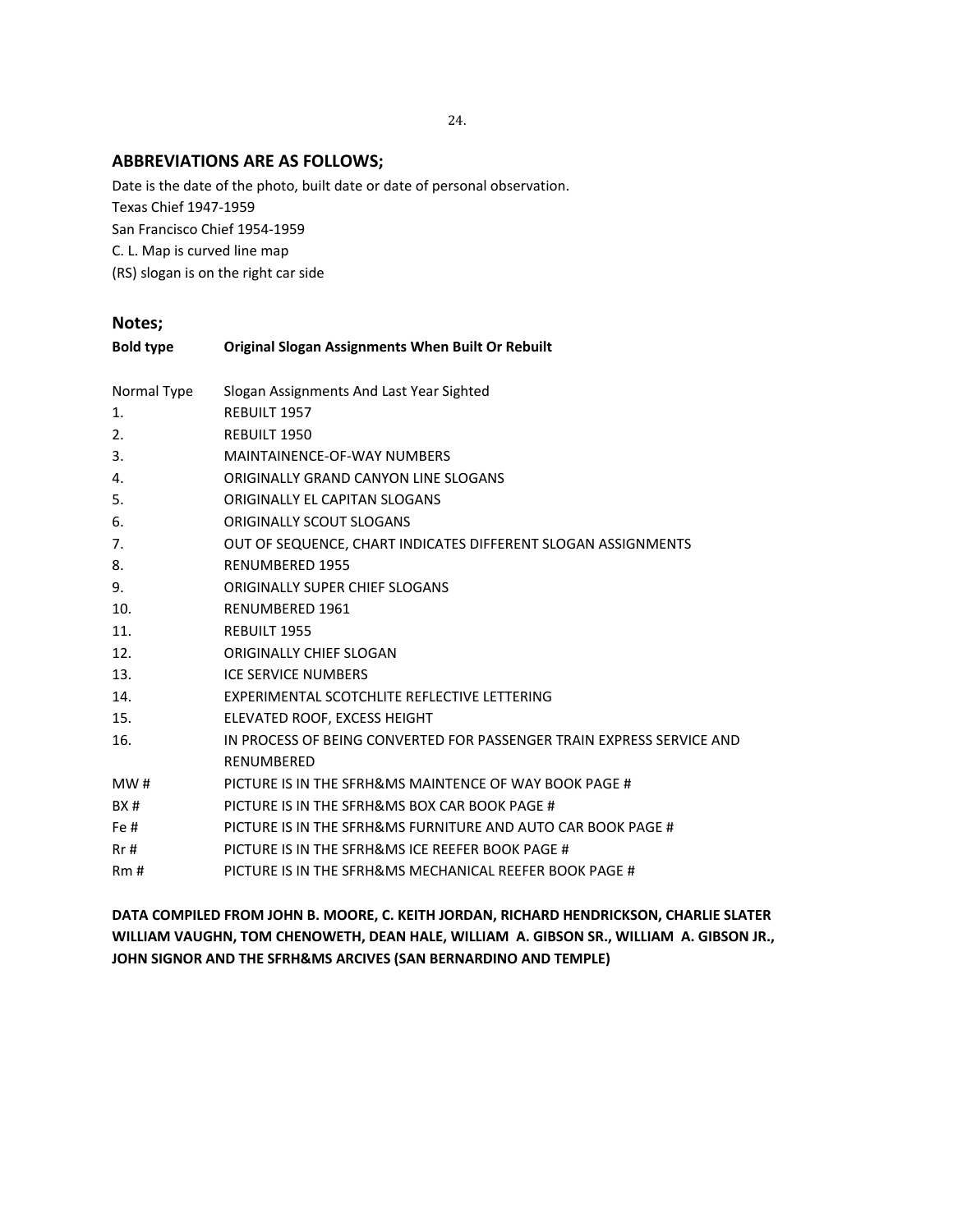## ABBREVIATIONS ARE AS FOLLOWS;

Date is the date of the photo, built date or date of personal observation.
Texas Chief 1947-1959
San Francisco Chief 1954-1959
C. L. Map is curved line map
(RS) slogan is on the right car side

## Notes;

| | |
|---|---|
| **Bold type** | **Original Slogan Assignments When Built Or Rebuilt** |
| Normal Type | Slogan Assignments And Last Year Sighted |
| 1. | REBUILT 1957 |
| 2. | REBUILT 1950 |
| 3. | MAINTAINENCE-OF-WAY NUMBERS |
| 4. | ORIGINALLY GRAND CANYON LINE SLOGANS |
| 5. | ORIGINALLY EL CAPITAN SLOGANS |
| 6. | ORIGINALLY SCOUT SLOGANS |
| 7. | OUT OF SEQUENCE, CHART INDICATES DIFFERENT SLOGAN ASSIGNMENTS |
| 8. | RENUMBERED 1955 |
| 9. | ORIGINALLY SUPER CHIEF SLOGANS |
| 10. | RENUMBERED 1961 |
| 11. | REBUILT 1955 |
| 12. | ORIGINALLY CHIEF SLOGAN |
| 13. | ICE SERVICE NUMBERS |
| 14. | EXPERIMENTAL SCOTCHLITE REFLECTIVE LETTERING |
| 15. | ELEVATED ROOF, EXCESS HEIGHT |
| 16. | IN PROCESS OF BEING CONVERTED FOR PASSENGER TRAIN EXPRESS SERVICE AND RENUMBERED |
| MW # | PICTURE IS IN THE SFRH&MS MAINTENCE OF WAY BOOK PAGE # |
| BX # | PICTURE IS IN THE SFRH&MS BOX CAR BOOK PAGE # |
| Fe # | PICTURE IS IN THE SFRH&MS FURNITURE AND AUTO CAR BOOK PAGE # |
| Rr # | PICTURE IS IN THE SFRH&MS ICE REEFER BOOK PAGE # |
| Rm # | PICTURE IS IN THE SFRH&MS MECHANICAL REEFER BOOK PAGE # |

**DATA COMPILED FROM JOHN B. MOORE, C. KEITH JORDAN, RICHARD HENDRICKSON, CHARLIE SLATER WILLIAM VAUGHN, TOM CHENOWETH, DEAN HALE, WILLIAM A. GIBSON SR., WILLIAM A. GIBSON JR., JOHN SIGNOR AND THE SFRH&MS ARCIVES (SAN BERNARDINO AND TEMPLE)**